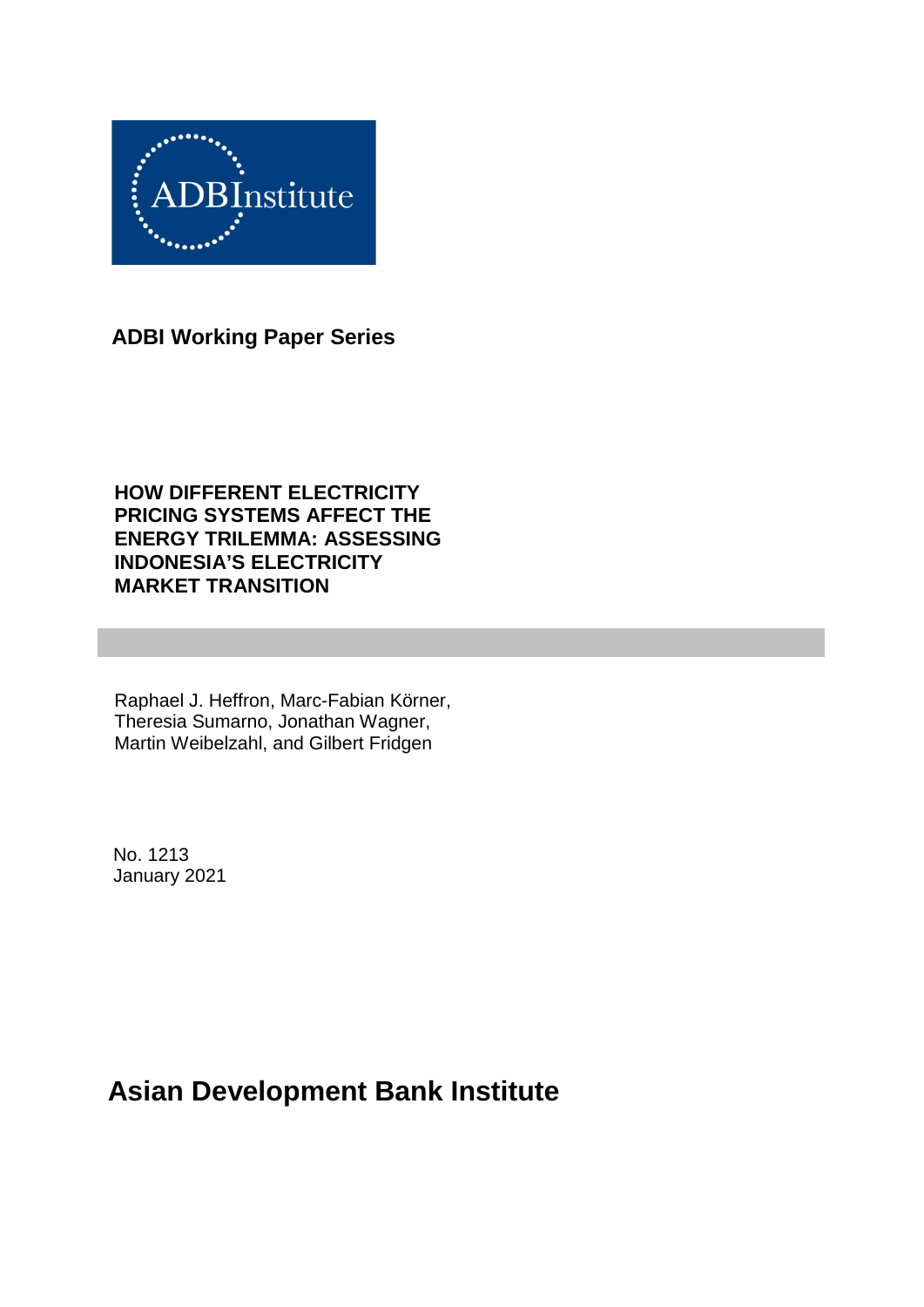ADBInstitute

**ADBI Working Paper Series**

# HOW DIFFERENT ELECTRICITY PRICING SYSTEMS AFFECT THE ENERGY TRILEMMA: ASSESSING INDONESIA'S ELECTRICITY MARKET TRANSITION

Raphael J. Heffron, Marc-Fabian Körner, Theresia Sumarno, Jonathan Wagner, Martin Weibelzahl, and Gilbert Fridgen

No. 1213
January 2021

**Asian Development Bank Institute**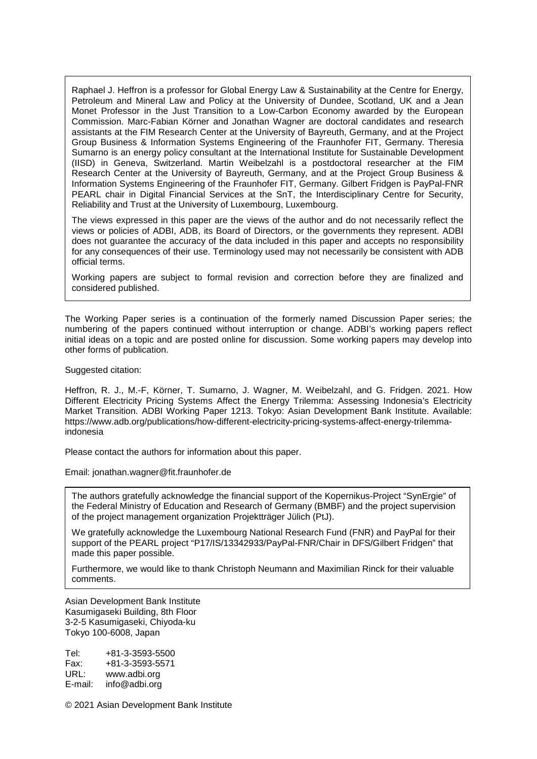Raphael J. Heffron is a professor for Global Energy Law & Sustainability at the Centre for Energy, Petroleum and Mineral Law and Policy at the University of Dundee, Scotland, UK and a Jean Monet Professor in the Just Transition to a Low-Carbon Economy awarded by the European Commission. Marc-Fabian Körner and Jonathan Wagner are doctoral candidates and research assistants at the FIM Research Center at the University of Bayreuth, Germany, and at the Project Group Business & Information Systems Engineering of the Fraunhofer FIT, Germany. Theresia Sumarno is an energy policy consultant at the International Institute for Sustainable Development (IISD) in Geneva, Switzerland. Martin Weibelzahl is a postdoctoral researcher at the FIM Research Center at the University of Bayreuth, Germany, and at the Project Group Business & Information Systems Engineering of the Fraunhofer FIT, Germany. Gilbert Fridgen is PayPal-FNR PEARL chair in Digital Financial Services at the SnT, the Interdisciplinary Centre for Security, Reliability and Trust at the University of Luxembourg, Luxembourg.

The views expressed in this paper are the views of the author and do not necessarily reflect the views or policies of ADBI, ADB, its Board of Directors, or the governments they represent. ADBI does not guarantee the accuracy of the data included in this paper and accepts no responsibility for any consequences of their use. Terminology used may not necessarily be consistent with ADB official terms.

Working papers are subject to formal revision and correction before they are finalized and considered published.

The Working Paper series is a continuation of the formerly named Discussion Paper series; the numbering of the papers continued without interruption or change. ADBI's working papers reflect initial ideas on a topic and are posted online for discussion. Some working papers may develop into other forms of publication.

Suggested citation:

Heffron, R. J., M.-F, Körner, T. Sumarno, J. Wagner, M. Weibelzahl, and G. Fridgen. 2021. How Different Electricity Pricing Systems Affect the Energy Trilemma: Assessing Indonesia's Electricity Market Transition. ADBI Working Paper 1213. Tokyo: Asian Development Bank Institute. Available: https://www.adb.org/publications/how-different-electricity-pricing-systems-affect-energy-trilemma-indonesia

Please contact the authors for information about this paper.

Email: jonathan.wagner@fit.fraunhofer.de

The authors gratefully acknowledge the financial support of the Kopernikus-Project "SynErgie" of the Federal Ministry of Education and Research of Germany (BMBF) and the project supervision of the project management organization Projektträger Jülich (PtJ).

We gratefully acknowledge the Luxembourg National Research Fund (FNR) and PayPal for their support of the PEARL project "P17/IS/13342933/PayPal-FNR/Chair in DFS/Gilbert Fridgen" that made this paper possible.

Furthermore, we would like to thank Christoph Neumann and Maximilian Rinck for their valuable comments.

Asian Development Bank Institute
Kasumigaseki Building, 8th Floor
3-2-5 Kasumigaseki, Chiyoda-ku
Tokyo 100-6008, Japan

Tel: +81-3-3593-5500
Fax: +81-3-3593-5571
URL: www.adbi.org
E-mail: info@adbi.org

© 2021 Asian Development Bank Institute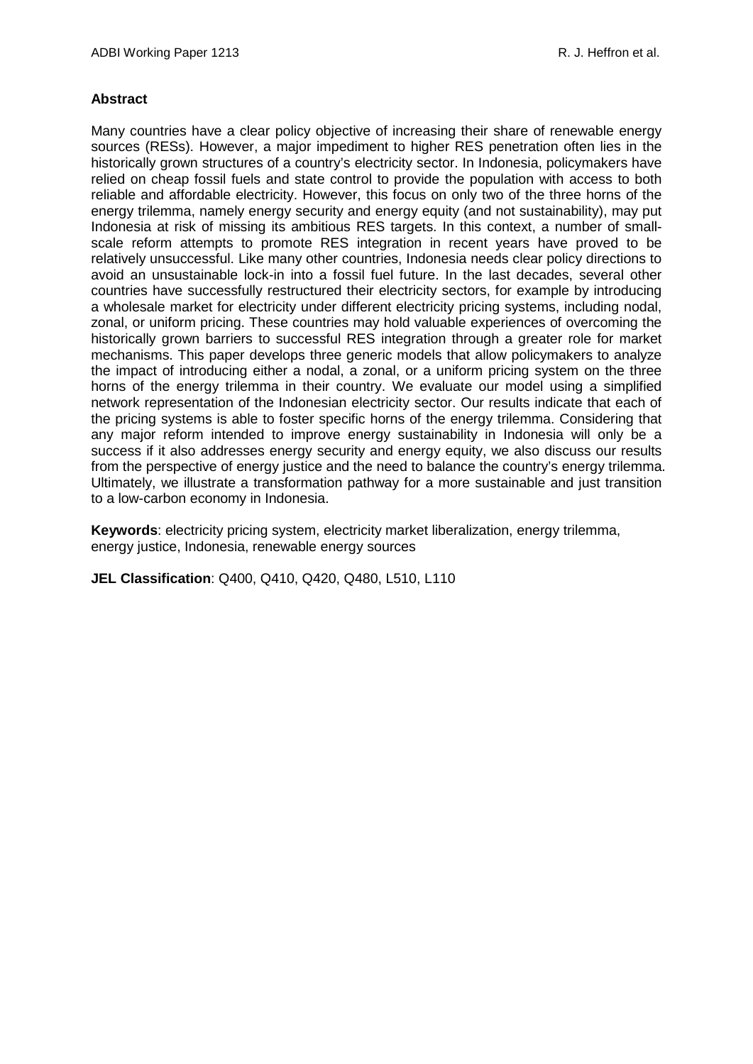**Abstract**

Many countries have a clear policy objective of increasing their share of renewable energy sources (RESs). However, a major impediment to higher RES penetration often lies in the historically grown structures of a country's electricity sector. In Indonesia, policymakers have relied on cheap fossil fuels and state control to provide the population with access to both reliable and affordable electricity. However, this focus on only two of the three horns of the energy trilemma, namely energy security and energy equity (and not sustainability), may put Indonesia at risk of missing its ambitious RES targets. In this context, a number of small-scale reform attempts to promote RES integration in recent years have proved to be relatively unsuccessful. Like many other countries, Indonesia needs clear policy directions to avoid an unsustainable lock-in into a fossil fuel future. In the last decades, several other countries have successfully restructured their electricity sectors, for example by introducing a wholesale market for electricity under different electricity pricing systems, including nodal, zonal, or uniform pricing. These countries may hold valuable experiences of overcoming the historically grown barriers to successful RES integration through a greater role for market mechanisms. This paper develops three generic models that allow policymakers to analyze the impact of introducing either a nodal, a zonal, or a uniform pricing system on the three horns of the energy trilemma in their country. We evaluate our model using a simplified network representation of the Indonesian electricity sector. Our results indicate that each of the pricing systems is able to foster specific horns of the energy trilemma. Considering that any major reform intended to improve energy sustainability in Indonesia will only be a success if it also addresses energy security and energy equity, we also discuss our results from the perspective of energy justice and the need to balance the country's energy trilemma. Ultimately, we illustrate a transformation pathway for a more sustainable and just transition to a low-carbon economy in Indonesia.

**Keywords**: electricity pricing system, electricity market liberalization, energy trilemma, energy justice, Indonesia, renewable energy sources

**JEL Classification**: Q400, Q410, Q420, Q480, L510, L110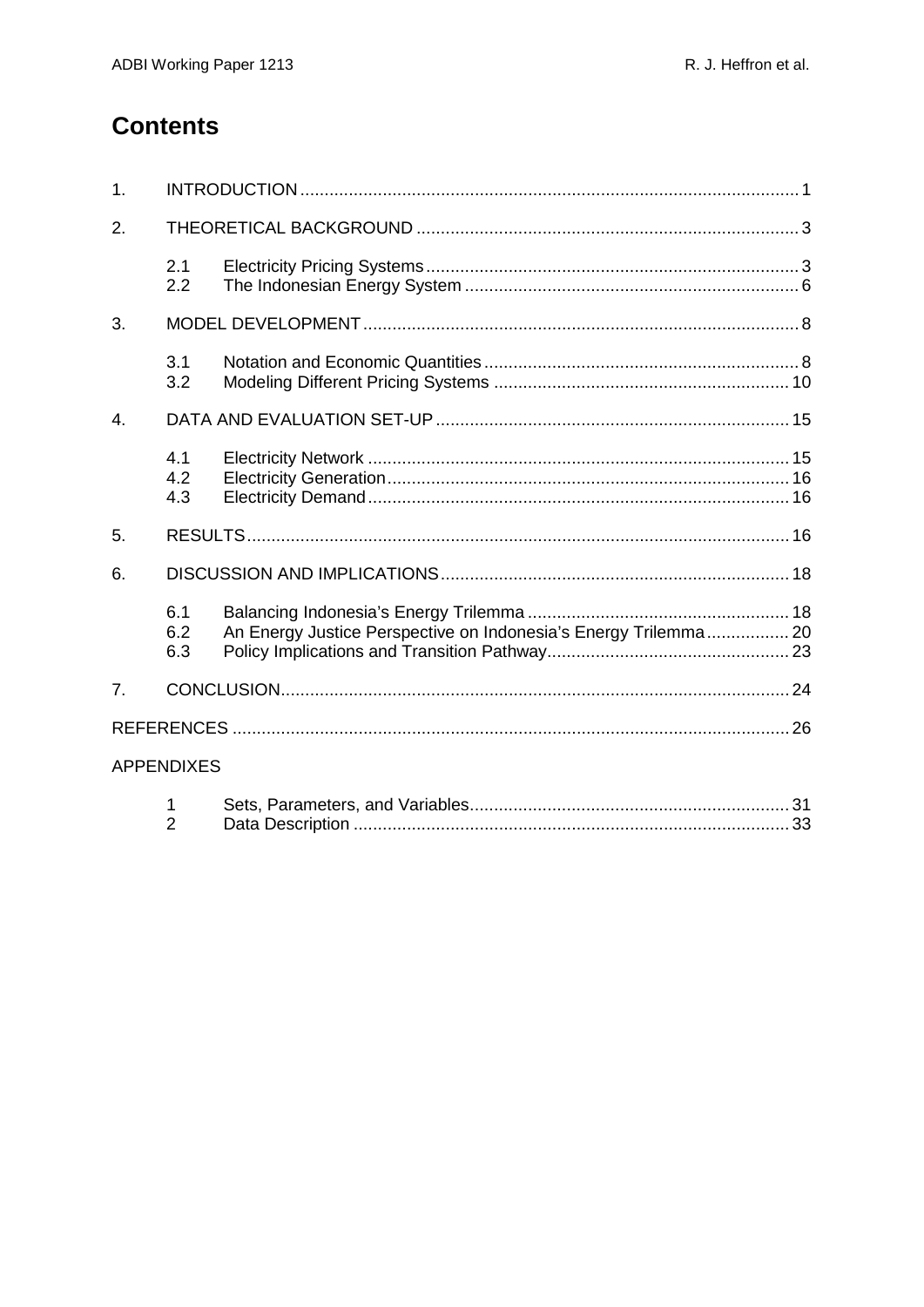# Contents

1. INTRODUCTION ........................................................................................................ 1

2. THEORETICAL BACKGROUND ................................................................................ 3

    2.1 Electricity Pricing Systems ............................................................................. 3
    2.2 The Indonesian Energy System ...................................................................... 6

3. MODEL DEVELOPMENT .......................................................................................... 8

    3.1 Notation and Economic Quantities ................................................................. 8
    3.2 Modeling Different Pricing Systems ............................................................. 10

4. DATA AND EVALUATION SET-UP .......................................................................... 15

    4.1 Electricity Network ....................................................................................... 15
    4.2 Electricity Generation ................................................................................... 16
    4.3 Electricity Demand ....................................................................................... 16

5. RESULTS ................................................................................................................ 16

6. DISCUSSION AND IMPLICATIONS ........................................................................ 18

    6.1 Balancing Indonesia's Energy Trilemma ...................................................... 18
    6.2 An Energy Justice Perspective on Indonesia's Energy Trilemma ................. 20
    6.3 Policy Implications and Transition Pathway .................................................. 23

7. CONCLUSION ......................................................................................................... 24

REFERENCES ................................................................................................................... 26

APPENDIXES

    1 Sets, Parameters, and Variables .................................................................. 31
    2 Data Description .......................................................................................... 33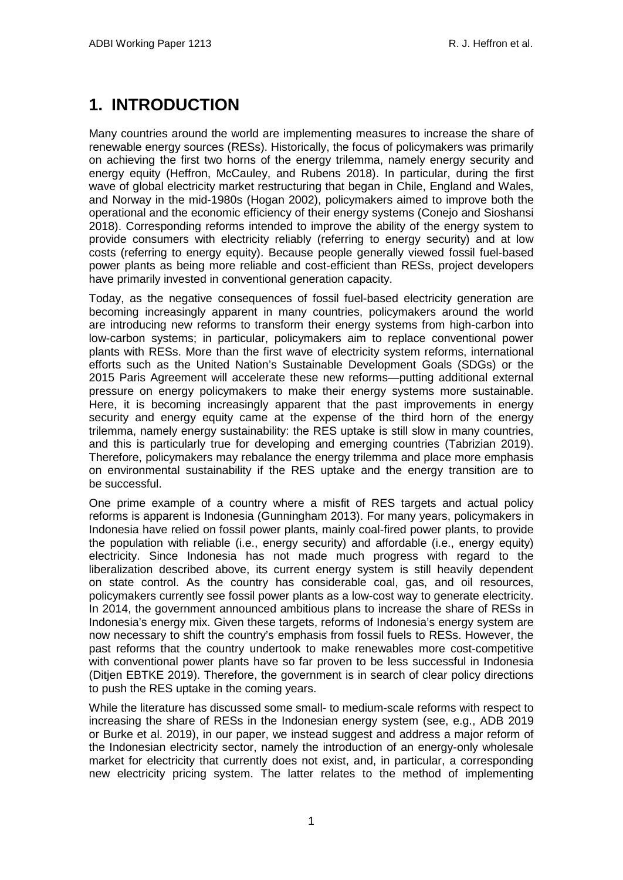# 1. INTRODUCTION

Many countries around the world are implementing measures to increase the share of renewable energy sources (RESs). Historically, the focus of policymakers was primarily on achieving the first two horns of the energy trilemma, namely energy security and energy equity (Heffron, McCauley, and Rubens 2018). In particular, during the first wave of global electricity market restructuring that began in Chile, England and Wales, and Norway in the mid-1980s (Hogan 2002), policymakers aimed to improve both the operational and the economic efficiency of their energy systems (Conejo and Sioshansi 2018). Corresponding reforms intended to improve the ability of the energy system to provide consumers with electricity reliably (referring to energy security) and at low costs (referring to energy equity). Because people generally viewed fossil fuel-based power plants as being more reliable and cost-efficient than RESs, project developers have primarily invested in conventional generation capacity.

Today, as the negative consequences of fossil fuel-based electricity generation are becoming increasingly apparent in many countries, policymakers around the world are introducing new reforms to transform their energy systems from high-carbon into low-carbon systems; in particular, policymakers aim to replace conventional power plants with RESs. More than the first wave of electricity system reforms, international efforts such as the United Nation's Sustainable Development Goals (SDGs) or the 2015 Paris Agreement will accelerate these new reforms—putting additional external pressure on energy policymakers to make their energy systems more sustainable. Here, it is becoming increasingly apparent that the past improvements in energy security and energy equity came at the expense of the third horn of the energy trilemma, namely energy sustainability: the RES uptake is still slow in many countries, and this is particularly true for developing and emerging countries (Tabrizian 2019). Therefore, policymakers may rebalance the energy trilemma and place more emphasis on environmental sustainability if the RES uptake and the energy transition are to be successful.

One prime example of a country where a misfit of RES targets and actual policy reforms is apparent is Indonesia (Gunningham 2013). For many years, policymakers in Indonesia have relied on fossil power plants, mainly coal-fired power plants, to provide the population with reliable (i.e., energy security) and affordable (i.e., energy equity) electricity. Since Indonesia has not made much progress with regard to the liberalization described above, its current energy system is still heavily dependent on state control. As the country has considerable coal, gas, and oil resources, policymakers currently see fossil power plants as a low-cost way to generate electricity. In 2014, the government announced ambitious plans to increase the share of RESs in Indonesia's energy mix. Given these targets, reforms of Indonesia's energy system are now necessary to shift the country's emphasis from fossil fuels to RESs. However, the past reforms that the country undertook to make renewables more cost-competitive with conventional power plants have so far proven to be less successful in Indonesia (Ditjen EBTKE 2019). Therefore, the government is in search of clear policy directions to push the RES uptake in the coming years.

While the literature has discussed some small- to medium-scale reforms with respect to increasing the share of RESs in the Indonesian energy system (see, e.g., ADB 2019 or Burke et al. 2019), in our paper, we instead suggest and address a major reform of the Indonesian electricity sector, namely the introduction of an energy-only wholesale market for electricity that currently does not exist, and, in particular, a corresponding new electricity pricing system. The latter relates to the method of implementing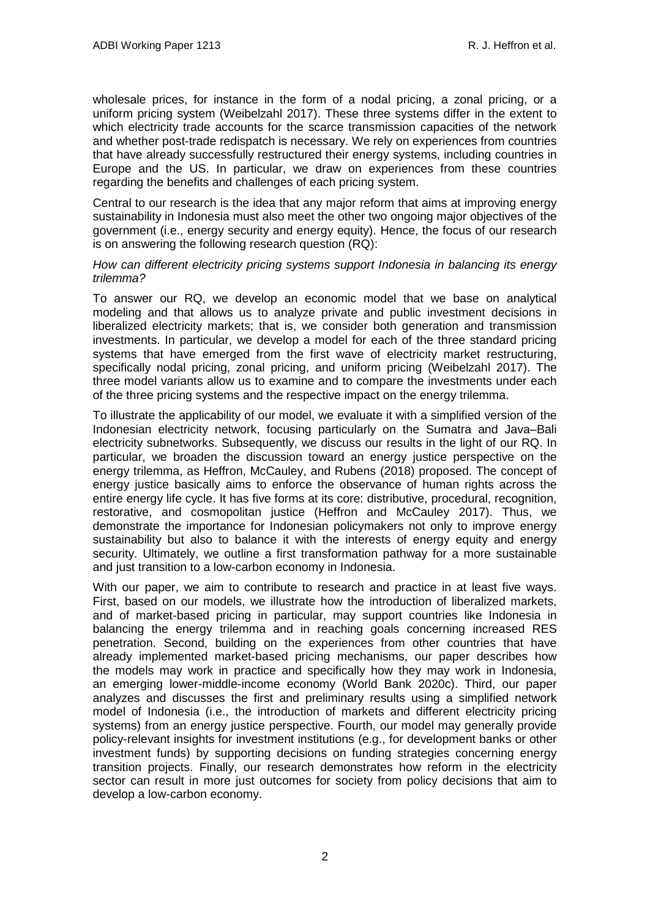wholesale prices, for instance in the form of a nodal pricing, a zonal pricing, or a uniform pricing system (Weibelzahl 2017). These three systems differ in the extent to which electricity trade accounts for the scarce transmission capacities of the network and whether post-trade redispatch is necessary. We rely on experiences from countries that have already successfully restructured their energy systems, including countries in Europe and the US. In particular, we draw on experiences from these countries regarding the benefits and challenges of each pricing system.

Central to our research is the idea that any major reform that aims at improving energy sustainability in Indonesia must also meet the other two ongoing major objectives of the government (i.e., energy security and energy equity). Hence, the focus of our research is on answering the following research question (RQ):

*How can different electricity pricing systems support Indonesia in balancing its energy trilemma?*

To answer our RQ, we develop an economic model that we base on analytical modeling and that allows us to analyze private and public investment decisions in liberalized electricity markets; that is, we consider both generation and transmission investments. In particular, we develop a model for each of the three standard pricing systems that have emerged from the first wave of electricity market restructuring, specifically nodal pricing, zonal pricing, and uniform pricing (Weibelzahl 2017). The three model variants allow us to examine and to compare the investments under each of the three pricing systems and the respective impact on the energy trilemma.

To illustrate the applicability of our model, we evaluate it with a simplified version of the Indonesian electricity network, focusing particularly on the Sumatra and Java–Bali electricity subnetworks. Subsequently, we discuss our results in the light of our RQ. In particular, we broaden the discussion toward an energy justice perspective on the energy trilemma, as Heffron, McCauley, and Rubens (2018) proposed. The concept of energy justice basically aims to enforce the observance of human rights across the entire energy life cycle. It has five forms at its core: distributive, procedural, recognition, restorative, and cosmopolitan justice (Heffron and McCauley 2017). Thus, we demonstrate the importance for Indonesian policymakers not only to improve energy sustainability but also to balance it with the interests of energy equity and energy security. Ultimately, we outline a first transformation pathway for a more sustainable and just transition to a low-carbon economy in Indonesia.

With our paper, we aim to contribute to research and practice in at least five ways. First, based on our models, we illustrate how the introduction of liberalized markets, and of market-based pricing in particular, may support countries like Indonesia in balancing the energy trilemma and in reaching goals concerning increased RES penetration. Second, building on the experiences from other countries that have already implemented market-based pricing mechanisms, our paper describes how the models may work in practice and specifically how they may work in Indonesia, an emerging lower-middle-income economy (World Bank 2020c). Third, our paper analyzes and discusses the first and preliminary results using a simplified network model of Indonesia (i.e., the introduction of markets and different electricity pricing systems) from an energy justice perspective. Fourth, our model may generally provide policy-relevant insights for investment institutions (e.g., for development banks or other investment funds) by supporting decisions on funding strategies concerning energy transition projects. Finally, our research demonstrates how reform in the electricity sector can result in more just outcomes for society from policy decisions that aim to develop a low-carbon economy.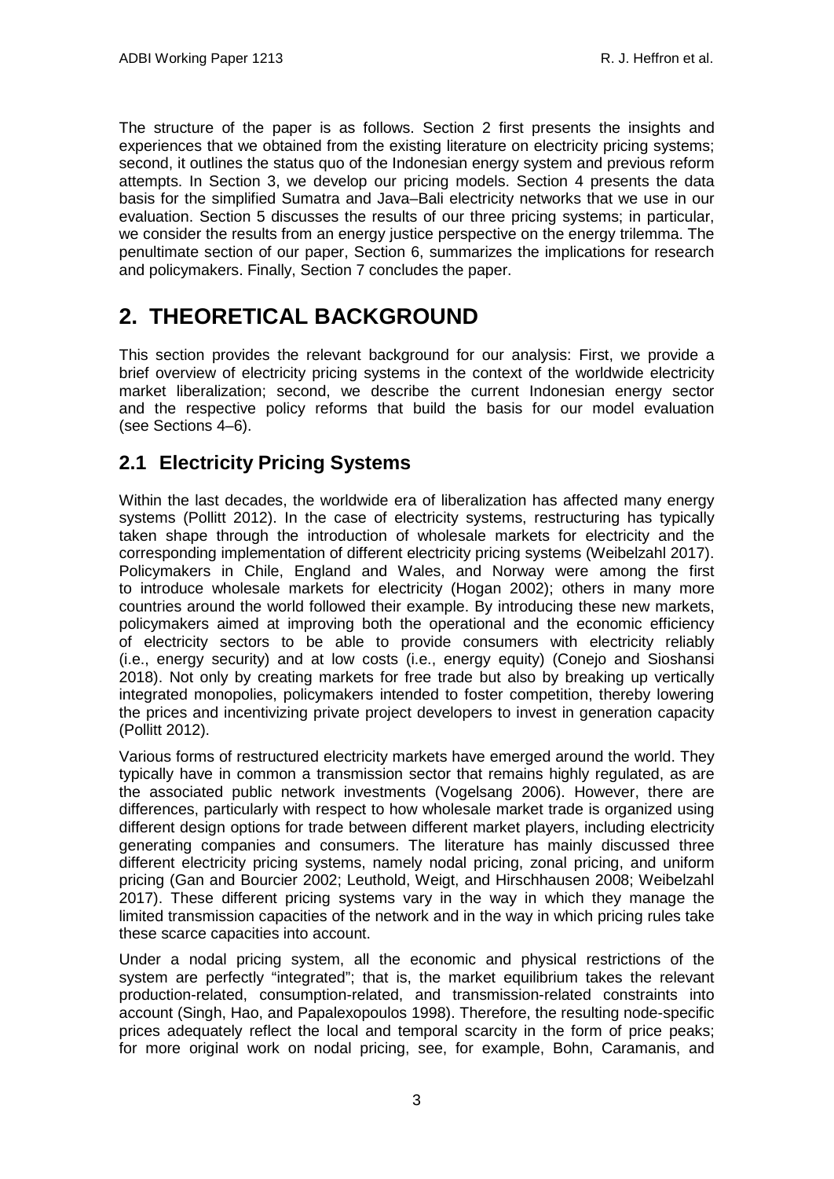The structure of the paper is as follows. Section 2 first presents the insights and experiences that we obtained from the existing literature on electricity pricing systems; second, it outlines the status quo of the Indonesian energy system and previous reform attempts. In Section 3, we develop our pricing models. Section 4 presents the data basis for the simplified Sumatra and Java–Bali electricity networks that we use in our evaluation. Section 5 discusses the results of our three pricing systems; in particular, we consider the results from an energy justice perspective on the energy trilemma. The penultimate section of our paper, Section 6, summarizes the implications for research and policymakers. Finally, Section 7 concludes the paper.

# 2. THEORETICAL BACKGROUND

This section provides the relevant background for our analysis: First, we provide a brief overview of electricity pricing systems in the context of the worldwide electricity market liberalization; second, we describe the current Indonesian energy sector and the respective policy reforms that build the basis for our model evaluation (see Sections 4–6).

## 2.1 Electricity Pricing Systems

Within the last decades, the worldwide era of liberalization has affected many energy systems (Pollitt 2012). In the case of electricity systems, restructuring has typically taken shape through the introduction of wholesale markets for electricity and the corresponding implementation of different electricity pricing systems (Weibelzahl 2017). Policymakers in Chile, England and Wales, and Norway were among the first to introduce wholesale markets for electricity (Hogan 2002); others in many more countries around the world followed their example. By introducing these new markets, policymakers aimed at improving both the operational and the economic efficiency of electricity sectors to be able to provide consumers with electricity reliably (i.e., energy security) and at low costs (i.e., energy equity) (Conejo and Sioshansi 2018). Not only by creating markets for free trade but also by breaking up vertically integrated monopolies, policymakers intended to foster competition, thereby lowering the prices and incentivizing private project developers to invest in generation capacity (Pollitt 2012).

Various forms of restructured electricity markets have emerged around the world. They typically have in common a transmission sector that remains highly regulated, as are the associated public network investments (Vogelsang 2006). However, there are differences, particularly with respect to how wholesale market trade is organized using different design options for trade between different market players, including electricity generating companies and consumers. The literature has mainly discussed three different electricity pricing systems, namely nodal pricing, zonal pricing, and uniform pricing (Gan and Bourcier 2002; Leuthold, Weigt, and Hirschhausen 2008; Weibelzahl 2017). These different pricing systems vary in the way in which they manage the limited transmission capacities of the network and in the way in which pricing rules take these scarce capacities into account.

Under a nodal pricing system, all the economic and physical restrictions of the system are perfectly "integrated"; that is, the market equilibrium takes the relevant production-related, consumption-related, and transmission-related constraints into account (Singh, Hao, and Papalexopoulos 1998). Therefore, the resulting node-specific prices adequately reflect the local and temporal scarcity in the form of price peaks; for more original work on nodal pricing, see, for example, Bohn, Caramanis, and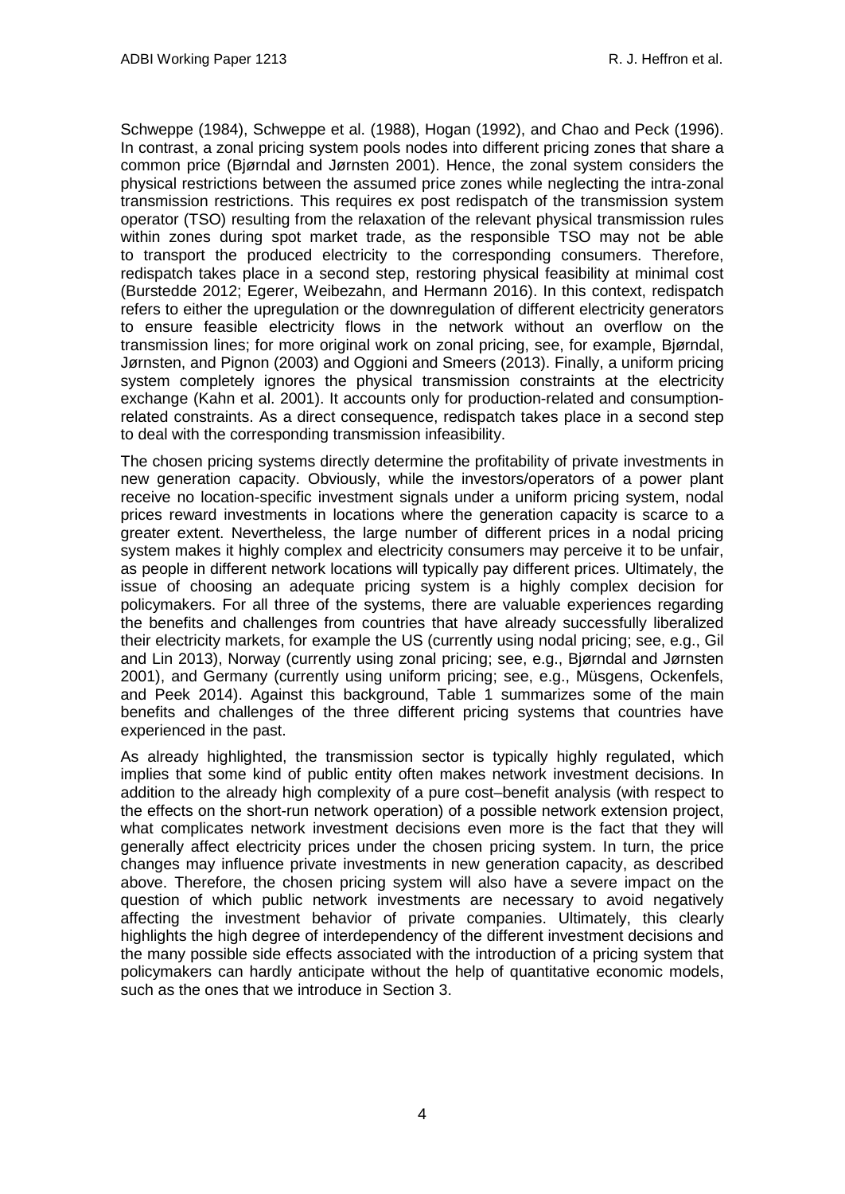Schweppe (1984), Schweppe et al. (1988), Hogan (1992), and Chao and Peck (1996). In contrast, a zonal pricing system pools nodes into different pricing zones that share a common price (Bjørndal and Jørnsten 2001). Hence, the zonal system considers the physical restrictions between the assumed price zones while neglecting the intra-zonal transmission restrictions. This requires ex post redispatch of the transmission system operator (TSO) resulting from the relaxation of the relevant physical transmission rules within zones during spot market trade, as the responsible TSO may not be able to transport the produced electricity to the corresponding consumers. Therefore, redispatch takes place in a second step, restoring physical feasibility at minimal cost (Burstedde 2012; Egerer, Weibezahn, and Hermann 2016). In this context, redispatch refers to either the upregulation or the downregulation of different electricity generators to ensure feasible electricity flows in the network without an overflow on the transmission lines; for more original work on zonal pricing, see, for example, Bjørndal, Jørnsten, and Pignon (2003) and Oggioni and Smeers (2013). Finally, a uniform pricing system completely ignores the physical transmission constraints at the electricity exchange (Kahn et al. 2001). It accounts only for production-related and consumption-related constraints. As a direct consequence, redispatch takes place in a second step to deal with the corresponding transmission infeasibility.

The chosen pricing systems directly determine the profitability of private investments in new generation capacity. Obviously, while the investors/operators of a power plant receive no location-specific investment signals under a uniform pricing system, nodal prices reward investments in locations where the generation capacity is scarce to a greater extent. Nevertheless, the large number of different prices in a nodal pricing system makes it highly complex and electricity consumers may perceive it to be unfair, as people in different network locations will typically pay different prices. Ultimately, the issue of choosing an adequate pricing system is a highly complex decision for policymakers. For all three of the systems, there are valuable experiences regarding the benefits and challenges from countries that have already successfully liberalized their electricity markets, for example the US (currently using nodal pricing; see, e.g., Gil and Lin 2013), Norway (currently using zonal pricing; see, e.g., Bjørndal and Jørnsten 2001), and Germany (currently using uniform pricing; see, e.g., Müsgens, Ockenfels, and Peek 2014). Against this background, Table 1 summarizes some of the main benefits and challenges of the three different pricing systems that countries have experienced in the past.

As already highlighted, the transmission sector is typically highly regulated, which implies that some kind of public entity often makes network investment decisions. In addition to the already high complexity of a pure cost–benefit analysis (with respect to the effects on the short-run network operation) of a possible network extension project, what complicates network investment decisions even more is the fact that they will generally affect electricity prices under the chosen pricing system. In turn, the price changes may influence private investments in new generation capacity, as described above. Therefore, the chosen pricing system will also have a severe impact on the question of which public network investments are necessary to avoid negatively affecting the investment behavior of private companies. Ultimately, this clearly highlights the high degree of interdependency of the different investment decisions and the many possible side effects associated with the introduction of a pricing system that policymakers can hardly anticipate without the help of quantitative economic models, such as the ones that we introduce in Section 3.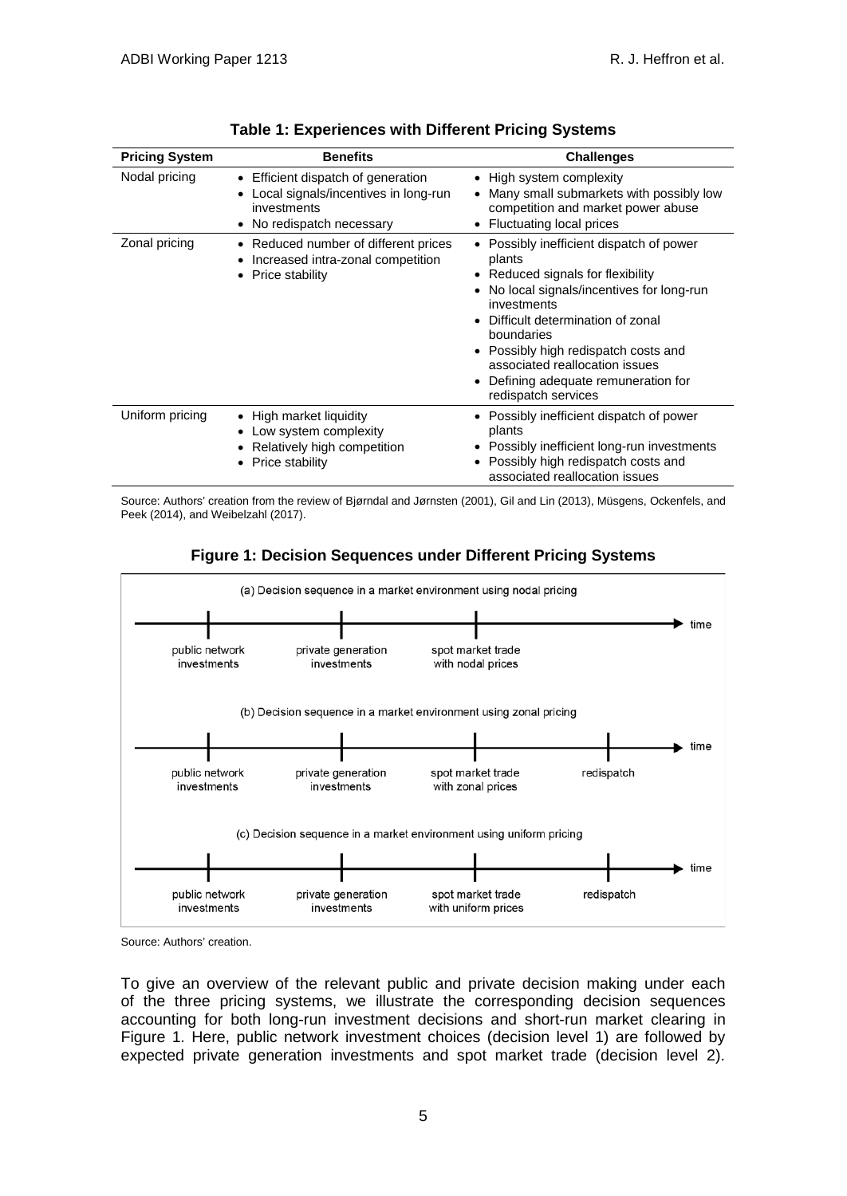**Table 1: Experiences with Different Pricing Systems**

| Pricing System | Benefits | Challenges |
|---|---|---|
| Nodal pricing | • Efficient dispatch of generation<br>• Local signals/incentives in long-run investments<br>• No redispatch necessary | • High system complexity<br>• Many small submarkets with possibly low competition and market power abuse<br>• Fluctuating local prices |
| Zonal pricing | • Reduced number of different prices<br>• Increased intra-zonal competition<br>• Price stability | • Possibly inefficient dispatch of power plants<br>• Reduced signals for flexibility<br>• No local signals/incentives for long-run investments<br>• Difficult determination of zonal boundaries<br>• Possibly high redispatch costs and associated reallocation issues<br>• Defining adequate remuneration for redispatch services |
| Uniform pricing | • High market liquidity<br>• Low system complexity<br>• Relatively high competition<br>• Price stability | • Possibly inefficient dispatch of power plants<br>• Possibly inefficient long-run investments<br>• Possibly high redispatch costs and associated reallocation issues |

Source: Authors' creation from the review of Bjørndal and Jørnsten (2001), Gil and Lin (2013), Müsgens, Ockenfels, and Peek (2014), and Weibelzahl (2017).

**Figure 1: Decision Sequences under Different Pricing Systems**

(a) Decision sequence in a market environment using nodal pricing

public network investments → private generation investments → spot market trade with nodal prices → time

(b) Decision sequence in a market environment using zonal pricing

public network investments → private generation investments → spot market trade with zonal prices → redispatch → time

(c) Decision sequence in a market environment using uniform pricing

public network investments → private generation investments → spot market trade with uniform prices → redispatch → time

Source: Authors' creation.

To give an overview of the relevant public and private decision making under each of the three pricing systems, we illustrate the corresponding decision sequences accounting for both long-run investment decisions and short-run market clearing in Figure 1. Here, public network investment choices (decision level 1) are followed by expected private generation investments and spot market trade (decision level 2).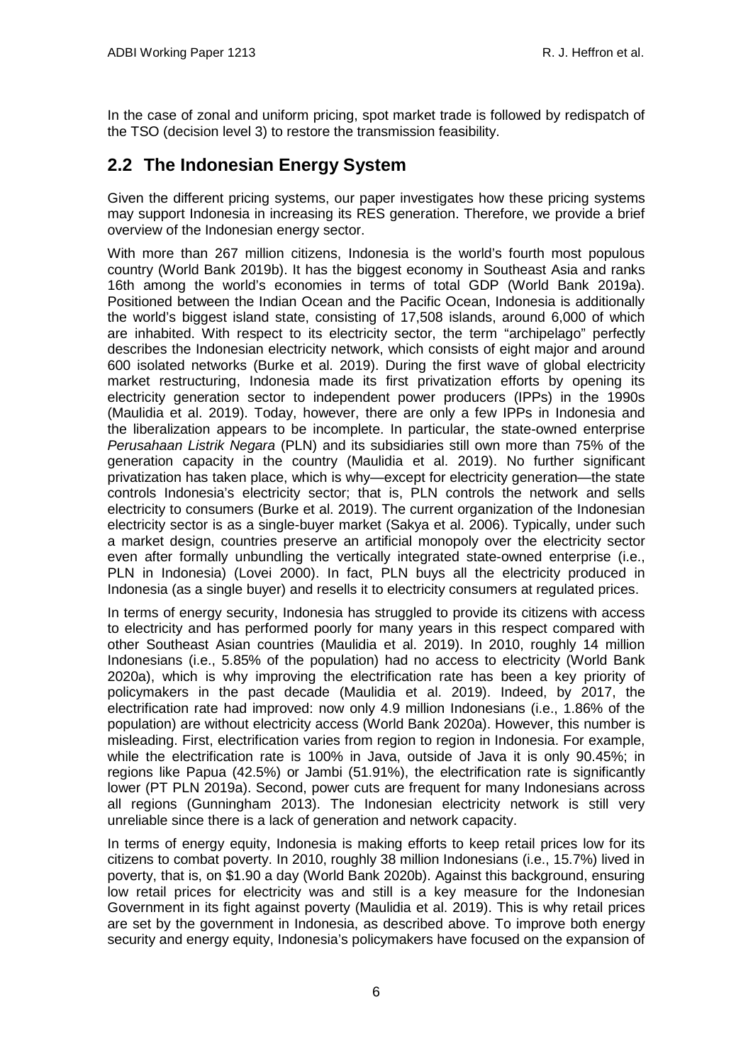In the case of zonal and uniform pricing, spot market trade is followed by redispatch of the TSO (decision level 3) to restore the transmission feasibility.

## 2.2 The Indonesian Energy System

Given the different pricing systems, our paper investigates how these pricing systems may support Indonesia in increasing its RES generation. Therefore, we provide a brief overview of the Indonesian energy sector.

With more than 267 million citizens, Indonesia is the world's fourth most populous country (World Bank 2019b). It has the biggest economy in Southeast Asia and ranks 16th among the world's economies in terms of total GDP (World Bank 2019a). Positioned between the Indian Ocean and the Pacific Ocean, Indonesia is additionally the world's biggest island state, consisting of 17,508 islands, around 6,000 of which are inhabited. With respect to its electricity sector, the term "archipelago" perfectly describes the Indonesian electricity network, which consists of eight major and around 600 isolated networks (Burke et al. 2019). During the first wave of global electricity market restructuring, Indonesia made its first privatization efforts by opening its electricity generation sector to independent power producers (IPPs) in the 1990s (Maulidia et al. 2019). Today, however, there are only a few IPPs in Indonesia and the liberalization appears to be incomplete. In particular, the state-owned enterprise *Perusahaan Listrik Negara* (PLN) and its subsidiaries still own more than 75% of the generation capacity in the country (Maulidia et al. 2019). No further significant privatization has taken place, which is why—except for electricity generation—the state controls Indonesia's electricity sector; that is, PLN controls the network and sells electricity to consumers (Burke et al. 2019). The current organization of the Indonesian electricity sector is as a single-buyer market (Sakya et al. 2006). Typically, under such a market design, countries preserve an artificial monopoly over the electricity sector even after formally unbundling the vertically integrated state-owned enterprise (i.e., PLN in Indonesia) (Lovei 2000). In fact, PLN buys all the electricity produced in Indonesia (as a single buyer) and resells it to electricity consumers at regulated prices.

In terms of energy security, Indonesia has struggled to provide its citizens with access to electricity and has performed poorly for many years in this respect compared with other Southeast Asian countries (Maulidia et al. 2019). In 2010, roughly 14 million Indonesians (i.e., 5.85% of the population) had no access to electricity (World Bank 2020a), which is why improving the electrification rate has been a key priority of policymakers in the past decade (Maulidia et al. 2019). Indeed, by 2017, the electrification rate had improved: now only 4.9 million Indonesians (i.e., 1.86% of the population) are without electricity access (World Bank 2020a). However, this number is misleading. First, electrification varies from region to region in Indonesia. For example, while the electrification rate is 100% in Java, outside of Java it is only 90.45%; in regions like Papua (42.5%) or Jambi (51.91%), the electrification rate is significantly lower (PT PLN 2019a). Second, power cuts are frequent for many Indonesians across all regions (Gunningham 2013). The Indonesian electricity network is still very unreliable since there is a lack of generation and network capacity.

In terms of energy equity, Indonesia is making efforts to keep retail prices low for its citizens to combat poverty. In 2010, roughly 38 million Indonesians (i.e., 15.7%) lived in poverty, that is, on $1.90 a day (World Bank 2020b). Against this background, ensuring low retail prices for electricity was and still is a key measure for the Indonesian Government in its fight against poverty (Maulidia et al. 2019). This is why retail prices are set by the government in Indonesia, as described above. To improve both energy security and energy equity, Indonesia's policymakers have focused on the expansion of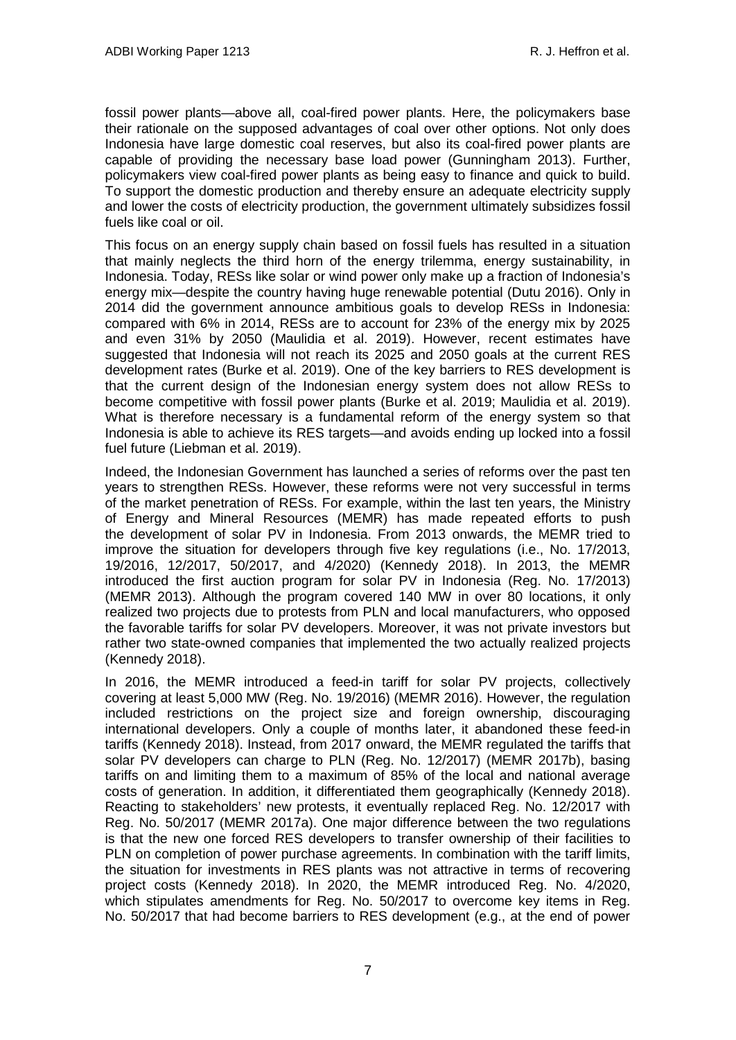fossil power plants—above all, coal-fired power plants. Here, the policymakers base their rationale on the supposed advantages of coal over other options. Not only does Indonesia have large domestic coal reserves, but also its coal-fired power plants are capable of providing the necessary base load power (Gunningham 2013). Further, policymakers view coal-fired power plants as being easy to finance and quick to build. To support the domestic production and thereby ensure an adequate electricity supply and lower the costs of electricity production, the government ultimately subsidizes fossil fuels like coal or oil.

This focus on an energy supply chain based on fossil fuels has resulted in a situation that mainly neglects the third horn of the energy trilemma, energy sustainability, in Indonesia. Today, RESs like solar or wind power only make up a fraction of Indonesia's energy mix—despite the country having huge renewable potential (Dutu 2016). Only in 2014 did the government announce ambitious goals to develop RESs in Indonesia: compared with 6% in 2014, RESs are to account for 23% of the energy mix by 2025 and even 31% by 2050 (Maulidia et al. 2019). However, recent estimates have suggested that Indonesia will not reach its 2025 and 2050 goals at the current RES development rates (Burke et al. 2019). One of the key barriers to RES development is that the current design of the Indonesian energy system does not allow RESs to become competitive with fossil power plants (Burke et al. 2019; Maulidia et al. 2019). What is therefore necessary is a fundamental reform of the energy system so that Indonesia is able to achieve its RES targets—and avoids ending up locked into a fossil fuel future (Liebman et al. 2019).

Indeed, the Indonesian Government has launched a series of reforms over the past ten years to strengthen RESs. However, these reforms were not very successful in terms of the market penetration of RESs. For example, within the last ten years, the Ministry of Energy and Mineral Resources (MEMR) has made repeated efforts to push the development of solar PV in Indonesia. From 2013 onwards, the MEMR tried to improve the situation for developers through five key regulations (i.e., No. 17/2013, 19/2016, 12/2017, 50/2017, and 4/2020) (Kennedy 2018). In 2013, the MEMR introduced the first auction program for solar PV in Indonesia (Reg. No. 17/2013) (MEMR 2013). Although the program covered 140 MW in over 80 locations, it only realized two projects due to protests from PLN and local manufacturers, who opposed the favorable tariffs for solar PV developers. Moreover, it was not private investors but rather two state-owned companies that implemented the two actually realized projects (Kennedy 2018).

In 2016, the MEMR introduced a feed-in tariff for solar PV projects, collectively covering at least 5,000 MW (Reg. No. 19/2016) (MEMR 2016). However, the regulation included restrictions on the project size and foreign ownership, discouraging international developers. Only a couple of months later, it abandoned these feed-in tariffs (Kennedy 2018). Instead, from 2017 onward, the MEMR regulated the tariffs that solar PV developers can charge to PLN (Reg. No. 12/2017) (MEMR 2017b), basing tariffs on and limiting them to a maximum of 85% of the local and national average costs of generation. In addition, it differentiated them geographically (Kennedy 2018). Reacting to stakeholders' new protests, it eventually replaced Reg. No. 12/2017 with Reg. No. 50/2017 (MEMR 2017a). One major difference between the two regulations is that the new one forced RES developers to transfer ownership of their facilities to PLN on completion of power purchase agreements. In combination with the tariff limits, the situation for investments in RES plants was not attractive in terms of recovering project costs (Kennedy 2018). In 2020, the MEMR introduced Reg. No. 4/2020, which stipulates amendments for Reg. No. 50/2017 to overcome key items in Reg. No. 50/2017 that had become barriers to RES development (e.g., at the end of power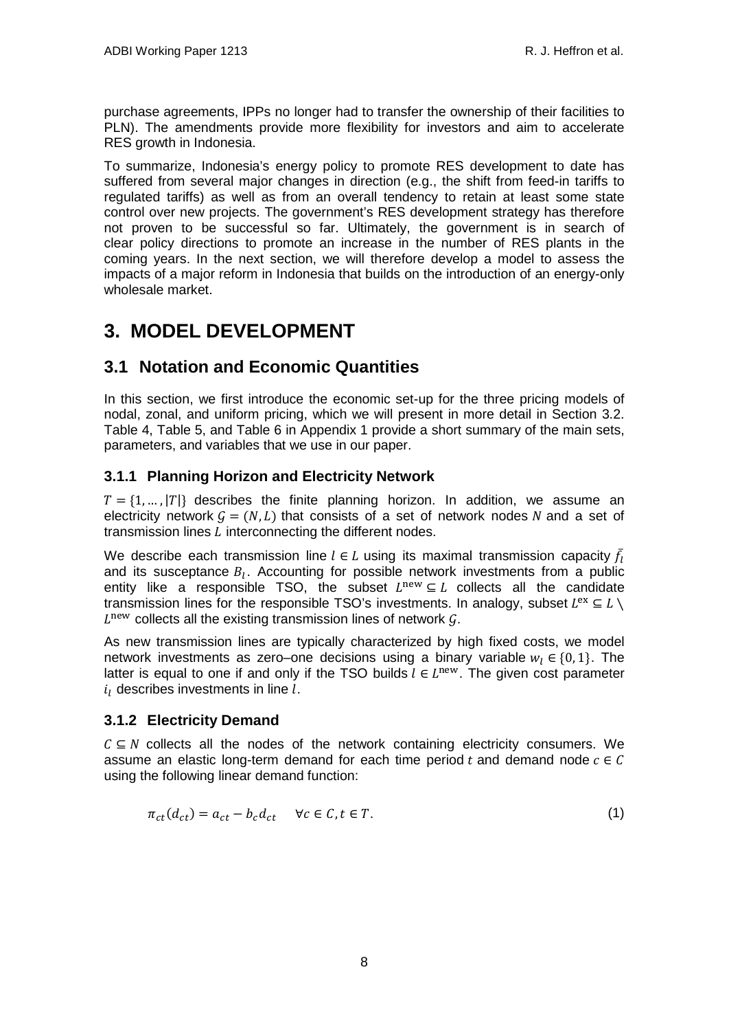purchase agreements, IPPs no longer had to transfer the ownership of their facilities to PLN). The amendments provide more flexibility for investors and aim to accelerate RES growth in Indonesia.

To summarize, Indonesia's energy policy to promote RES development to date has suffered from several major changes in direction (e.g., the shift from feed-in tariffs to regulated tariffs) as well as from an overall tendency to retain at least some state control over new projects. The government's RES development strategy has therefore not proven to be successful so far. Ultimately, the government is in search of clear policy directions to promote an increase in the number of RES plants in the coming years. In the next section, we will therefore develop a model to assess the impacts of a major reform in Indonesia that builds on the introduction of an energy-only wholesale market.

# 3. MODEL DEVELOPMENT

## 3.1 Notation and Economic Quantities

In this section, we first introduce the economic set-up for the three pricing models of nodal, zonal, and uniform pricing, which we will present in more detail in Section 3.2. Table 4, Table 5, and Table 6 in Appendix 1 provide a short summary of the main sets, parameters, and variables that we use in our paper.

### 3.1.1 Planning Horizon and Electricity Network

$T = \{1, \dots, |T|\}$ describes the finite planning horizon. In addition, we assume an electricity network $\mathcal{G} = (N, L)$ that consists of a set of network nodes $N$ and a set of transmission lines $L$ interconnecting the different nodes.

We describe each transmission line $l \in L$ using its maximal transmission capacity $\bar{f}_l$ and its susceptance $B_l$. Accounting for possible network investments from a public entity like a responsible TSO, the subset $L^{\text{new}} \subseteq L$ collects all the candidate transmission lines for the responsible TSO's investments. In analogy, subset $L^{\text{ex}} \subseteq L \setminus L^{\text{new}}$ collects all the existing transmission lines of network $\mathcal{G}$.

As new transmission lines are typically characterized by high fixed costs, we model network investments as zero–one decisions using a binary variable $w_l \in \{0, 1\}$. The latter is equal to one if and only if the TSO builds $l \in L^{\text{new}}$. The given cost parameter $i_l$ describes investments in line $l$.

### 3.1.2 Electricity Demand

$C \subseteq N$ collects all the nodes of the network containing electricity consumers. We assume an elastic long-term demand for each time period $t$ and demand node $c \in C$ using the following linear demand function:

$$\pi_{ct}(d_{ct}) = a_{ct} - b_c d_{ct} \quad \forall c \in C, t \in T. \tag{1}$$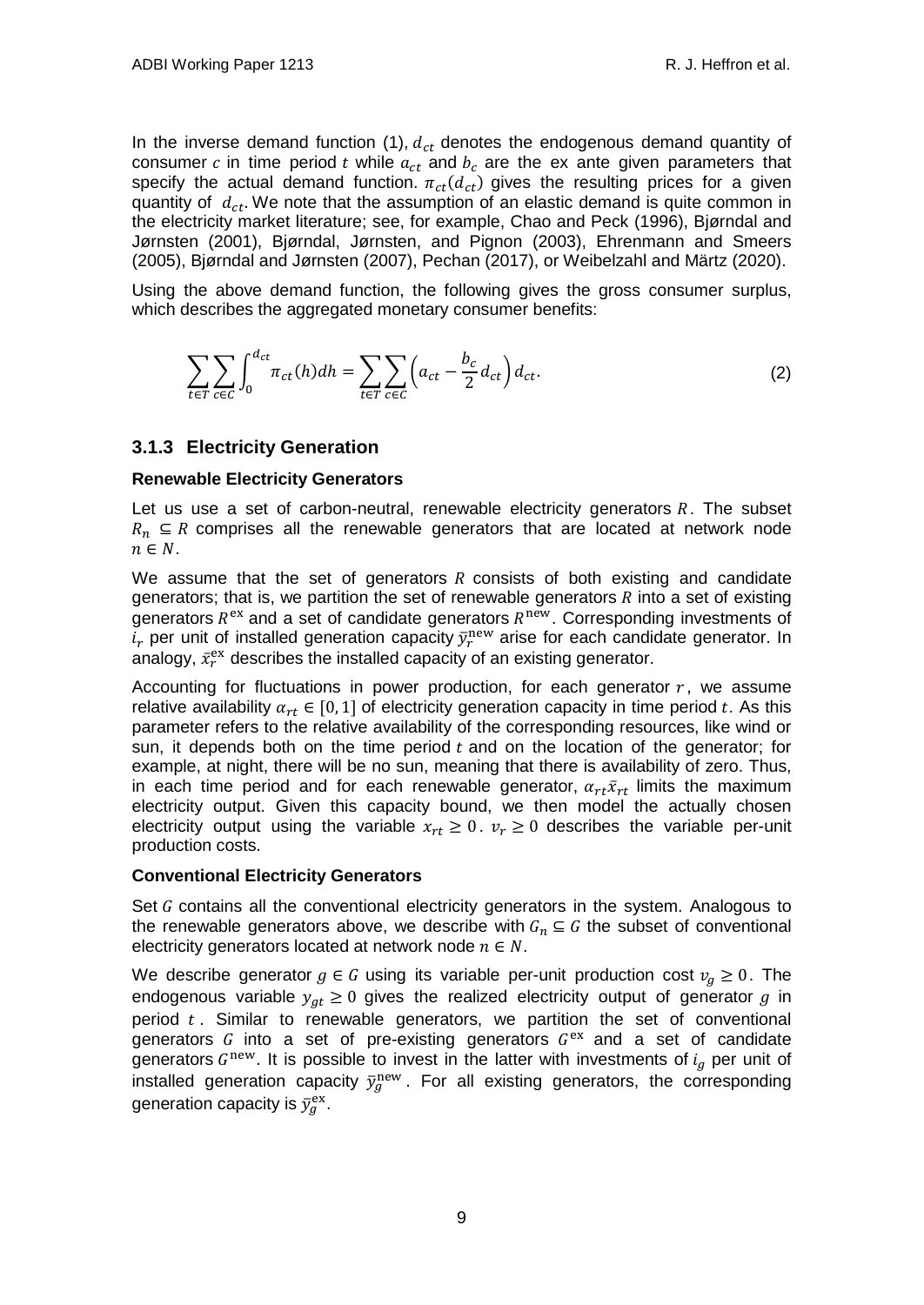In the inverse demand function (1), $d_{ct}$ denotes the endogenous demand quantity of consumer $c$ in time period $t$ while $a_{ct}$ and $b_c$ are the ex ante given parameters that specify the actual demand function. $\pi_{ct}(d_{ct})$ gives the resulting prices for a given quantity of $d_{ct}$. We note that the assumption of an elastic demand is quite common in the electricity market literature; see, for example, Chao and Peck (1996), Bjørndal and Jørnsten (2001), Bjørndal, Jørnsten, and Pignon (2003), Ehrenmann and Smeers (2005), Bjørndal and Jørnsten (2007), Pechan (2017), or Weibelzahl and Märtz (2020).

Using the above demand function, the following gives the gross consumer surplus, which describes the aggregated monetary consumer benefits:

$$\sum_{t \in T} \sum_{c \in C} \int_0^{d_{ct}} \pi_{ct}(h) dh = \sum_{t \in T} \sum_{c \in C} \left( a_{ct} - \frac{b_c}{2} d_{ct} \right) d_{ct}. \tag{2}$$

### 3.1.3 Electricity Generation

**Renewable Electricity Generators**

Let us use a set of carbon-neutral, renewable electricity generators $R$. The subset $R_n \subseteq R$ comprises all the renewable generators that are located at network node $n \in N$.

We assume that the set of generators $R$ consists of both existing and candidate generators; that is, we partition the set of renewable generators $R$ into a set of existing generators $R^{\text{ex}}$ and a set of candidate generators $R^{\text{new}}$. Corresponding investments of $i_r$ per unit of installed generation capacity $\bar{y}_r^{\text{new}}$ arise for each candidate generator. In analogy, $\bar{x}_r^{\text{ex}}$ describes the installed capacity of an existing generator.

Accounting for fluctuations in power production, for each generator $r$, we assume relative availability $\alpha_{rt} \in [0, 1]$ of electricity generation capacity in time period $t$. As this parameter refers to the relative availability of the corresponding resources, like wind or sun, it depends both on the time period $t$ and on the location of the generator; for example, at night, there will be no sun, meaning that there is availability of zero. Thus, in each time period and for each renewable generator, $\alpha_{rt}\bar{x}_{rt}$ limits the maximum electricity output. Given this capacity bound, we then model the actually chosen electricity output using the variable $x_{rt} \geq 0$. $v_r \geq 0$ describes the variable per-unit production costs.

**Conventional Electricity Generators**

Set $G$ contains all the conventional electricity generators in the system. Analogous to the renewable generators above, we describe with $G_n \subseteq G$ the subset of conventional electricity generators located at network node $n \in N$.

We describe generator $g \in G$ using its variable per-unit production cost $v_g \geq 0$. The endogenous variable $y_{gt} \geq 0$ gives the realized electricity output of generator $g$ in period $t$. Similar to renewable generators, we partition the set of conventional generators $G$ into a set of pre-existing generators $G^{\text{ex}}$ and a set of candidate generators $G^{\text{new}}$. It is possible to invest in the latter with investments of $i_g$ per unit of installed generation capacity $\bar{y}_g^{\text{new}}$. For all existing generators, the corresponding generation capacity is $\bar{y}_g^{\text{ex}}$.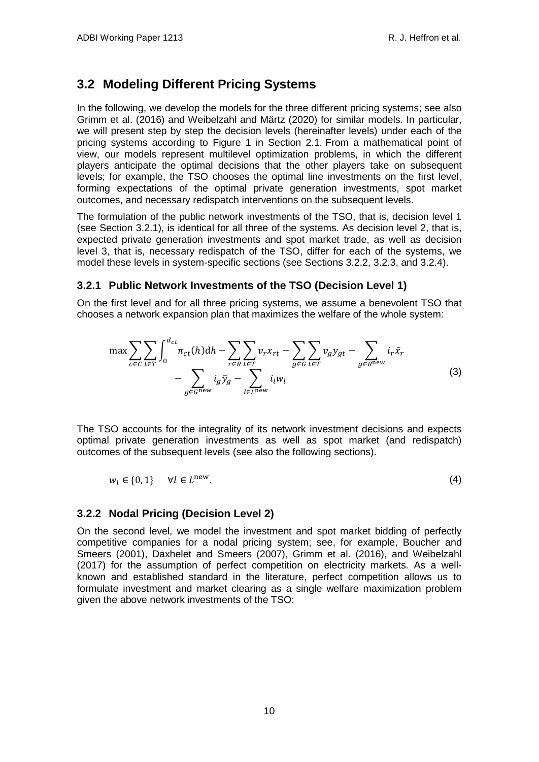## 3.2 Modeling Different Pricing Systems

In the following, we develop the models for the three different pricing systems; see also Grimm et al. (2016) and Weibelzahl and Märtz (2020) for similar models. In particular, we will present step by step the decision levels (hereinafter levels) under each of the pricing systems according to Figure 1 in Section 2.1. From a mathematical point of view, our models represent multilevel optimization problems, in which the different players anticipate the optimal decisions that the other players take on subsequent levels; for example, the TSO chooses the optimal line investments on the first level, forming expectations of the optimal private generation investments, spot market outcomes, and necessary redispatch interventions on the subsequent levels.

The formulation of the public network investments of the TSO, that is, decision level 1 (see Section 3.2.1), is identical for all three of the systems. As decision level 2, that is, expected private generation investments and spot market trade, as well as decision level 3, that is, necessary redispatch of the TSO, differ for each of the systems, we model these levels in system-specific sections (see Sections 3.2.2, 3.2.3, and 3.2.4).

### 3.2.1 Public Network Investments of the TSO (Decision Level 1)

On the first level and for all three pricing systems, we assume a benevolent TSO that chooses a network expansion plan that maximizes the welfare of the whole system:

$$\max \sum_{c \in C} \sum_{t \in T} \int_0^{d_{ct}} \pi_{ct}(h) \mathrm{d}h - \sum_{r \in R} \sum_{t \in T} v_r x_{rt} - \sum_{g \in G} \sum_{t \in T} v_g y_{gt} - \sum_{g \in R^{\text{new}}} i_r \bar{x}_r - \sum_{g \in G^{\text{new}}} i_g \bar{y}_g - \sum_{l \in L^{\text{new}}} i_l w_l \tag{3}$$

The TSO accounts for the integrality of its network investment decisions and expects optimal private generation investments as well as spot market (and redispatch) outcomes of the subsequent levels (see also the following sections).

$$w_l \in \{0, 1\} \quad \forall l \in L^{\text{new}}. \tag{4}$$

### 3.2.2 Nodal Pricing (Decision Level 2)

On the second level, we model the investment and spot market bidding of perfectly competitive companies for a nodal pricing system; see, for example, Boucher and Smeers (2001), Daxhelet and Smeers (2007), Grimm et al. (2016), and Weibelzahl (2017) for the assumption of perfect competition on electricity markets. As a well-known and established standard in the literature, perfect competition allows us to formulate investment and market clearing as a single welfare maximization problem given the above network investments of the TSO: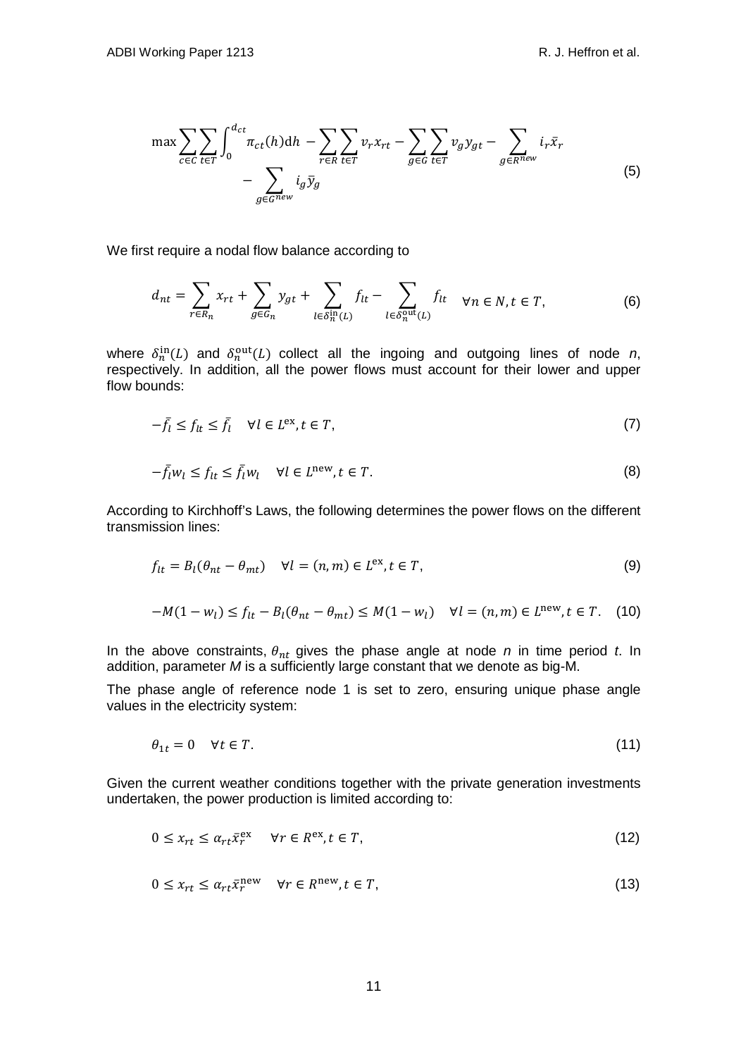$$
\max \sum_{c \in C} \sum_{t \in T} \int_0^{d_{ct}} \pi_{ct}(h) \mathrm{d}h - \sum_{r \in R} \sum_{t \in T} v_r x_{rt} - \sum_{g \in G} \sum_{t \in T} v_g y_{gt} - \sum_{g \in R^{new}} i_r \bar{x}_r - \sum_{g \in G^{new}} i_g \bar{y}_g \tag{5}
$$

We first require a nodal flow balance according to

$$
d_{nt} = \sum_{r \in R_n} x_{rt} + \sum_{g \in G_n} y_{gt} + \sum_{l \in \delta_n^{\text{in}}(L)} f_{lt} - \sum_{l \in \delta_n^{\text{out}}(L)} f_{lt} \quad \forall n \in N, t \in T, \tag{6}
$$

where $\delta_n^{\text{in}}(L)$ and $\delta_n^{\text{out}}(L)$ collect all the ingoing and outgoing lines of node $n$, respectively. In addition, all the power flows must account for their lower and upper flow bounds:

$$
-\bar{f}_l \leq f_{lt} \leq \bar{f}_l \quad \forall l \in L^{\text{ex}}, t \in T, \tag{7}
$$

$$
-\bar{f}_l w_l \leq f_{lt} \leq \bar{f}_l w_l \quad \forall l \in L^{\text{new}}, t \in T. \tag{8}
$$

According to Kirchhoff's Laws, the following determines the power flows on the different transmission lines:

$$
f_{lt} = B_l(\theta_{nt} - \theta_{mt}) \quad \forall l = (n, m) \in L^{\text{ex}}, t \in T, \tag{9}
$$

$$
-M(1 - w_l) \leq f_{lt} - B_l(\theta_{nt} - \theta_{mt}) \leq M(1 - w_l) \quad \forall l = (n, m) \in L^{\text{new}}, t \in T. \tag{10}
$$

In the above constraints, $\theta_{nt}$ gives the phase angle at node $n$ in time period $t$. In addition, parameter $M$ is a sufficiently large constant that we denote as big-M.

The phase angle of reference node 1 is set to zero, ensuring unique phase angle values in the electricity system:

$$
\theta_{1t} = 0 \quad \forall t \in T. \tag{11}
$$

Given the current weather conditions together with the private generation investments undertaken, the power production is limited according to:

$$
0 \leq x_{rt} \leq \alpha_{rt} \bar{x}_r^{\text{ex}} \quad \forall r \in R^{\text{ex}}, t \in T, \tag{12}
$$

$$
0 \leq x_{rt} \leq \alpha_{rt} \bar{x}_r^{\text{new}} \quad \forall r \in R^{\text{new}}, t \in T, \tag{13}
$$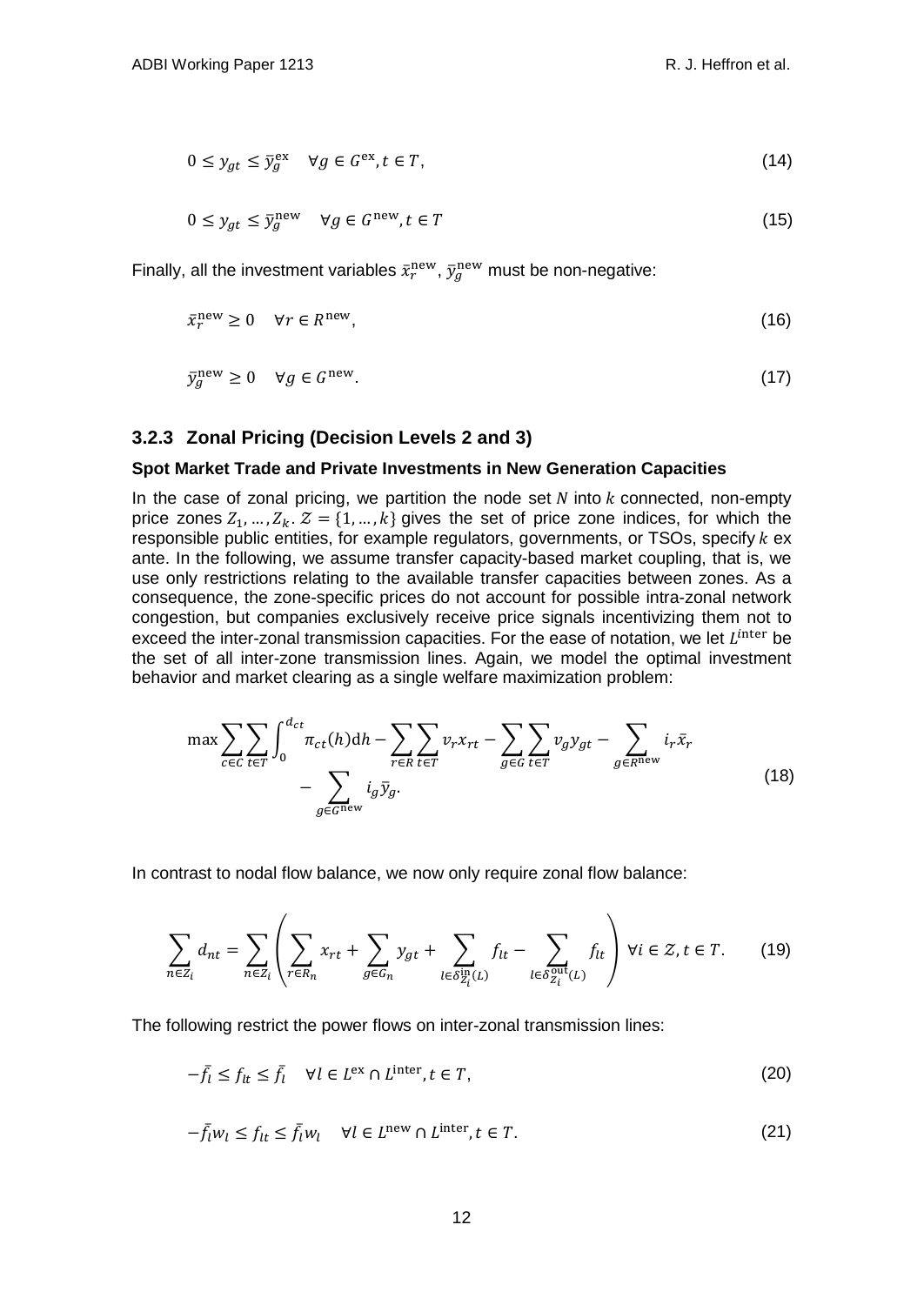$$0 \leq y_{gt} \leq \bar{y}_g^{\text{ex}} \quad \forall g \in G^{\text{ex}}, t \in T, \tag{14}$$

$$0 \leq y_{gt} \leq \bar{y}_g^{\text{new}} \quad \forall g \in G^{\text{new}}, t \in T \tag{15}$$

Finally, all the investment variables $\bar{x}_r^{\text{new}}$, $\bar{y}_g^{\text{new}}$ must be non-negative:

$$\bar{x}_r^{\text{new}} \geq 0 \quad \forall r \in R^{\text{new}}, \tag{16}$$

$$\bar{y}_g^{\text{new}} \geq 0 \quad \forall g \in G^{\text{new}}. \tag{17}$$

### 3.2.3 Zonal Pricing (Decision Levels 2 and 3)

**Spot Market Trade and Private Investments in New Generation Capacities**

In the case of zonal pricing, we partition the node set $N$ into $k$ connected, non-empty price zones $Z_1, \ldots, Z_k$. $\mathcal{Z} = \{1, \ldots, k\}$ gives the set of price zone indices, for which the responsible public entities, for example regulators, governments, or TSOs, specify $k$ ex ante. In the following, we assume transfer capacity-based market coupling, that is, we use only restrictions relating to the available transfer capacities between zones. As a consequence, the zone-specific prices do not account for possible intra-zonal network congestion, but companies exclusively receive price signals incentivizing them not to exceed the inter-zonal transmission capacities. For the ease of notation, we let $L^{\text{inter}}$ be the set of all inter-zone transmission lines. Again, we model the optimal investment behavior and market clearing as a single welfare maximization problem:

$$\max \sum_{c \in C} \sum_{t \in T} \int_0^{d_{ct}} \pi_{ct}(h) \mathrm{d}h - \sum_{r \in R} \sum_{t \in T} v_r x_{rt} - \sum_{g \in G} \sum_{t \in T} v_g y_{gt} - \sum_{g \in R^{\text{new}}} i_r \bar{x}_r - \sum_{g \in G^{\text{new}}} i_g \bar{y}_g. \tag{18}$$

In contrast to nodal flow balance, we now only require zonal flow balance:

$$\sum_{n \in Z_i} d_{nt} = \sum_{n \in Z_i} \left( \sum_{r \in R_n} x_{rt} + \sum_{g \in G_n} y_{gt} + \sum_{l \in \delta_{Z_i}^{\text{in}}(L)} f_{lt} - \sum_{l \in \delta_{Z_i}^{\text{out}}(L)} f_{lt} \right) \forall i \in \mathcal{Z}, t \in T. \tag{19}$$

The following restrict the power flows on inter-zonal transmission lines:

$$-\bar{f}_l \leq f_{lt} \leq \bar{f}_l \quad \forall l \in L^{\text{ex}} \cap L^{\text{inter}}, t \in T, \tag{20}$$

$$-\bar{f}_l w_l \leq f_{lt} \leq \bar{f}_l w_l \quad \forall l \in L^{\text{new}} \cap L^{\text{inter}}, t \in T. \tag{21}$$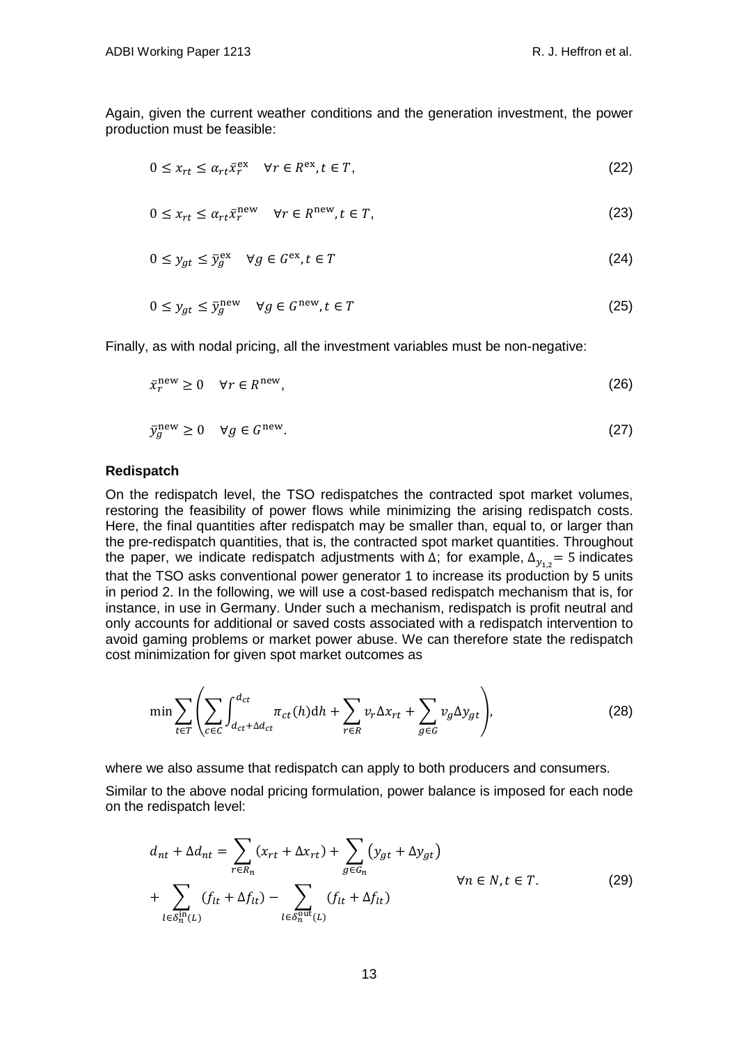Again, given the current weather conditions and the generation investment, the power production must be feasible:

$$0 \leq x_{rt} \leq \alpha_{rt}\bar{x}_r^{\text{ex}} \quad \forall r \in R^{\text{ex}}, t \in T, \tag{22}$$

$$0 \leq x_{rt} \leq \alpha_{rt}\bar{x}_r^{\text{new}} \quad \forall r \in R^{\text{new}}, t \in T, \tag{23}$$

$$0 \leq y_{gt} \leq \bar{y}_g^{\text{ex}} \quad \forall g \in G^{\text{ex}}, t \in T \tag{24}$$

$$0 \leq y_{gt} \leq \bar{y}_g^{\text{new}} \quad \forall g \in G^{\text{new}}, t \in T \tag{25}$$

Finally, as with nodal pricing, all the investment variables must be non-negative:

$$\bar{x}_r^{\text{new}} \geq 0 \quad \forall r \in R^{\text{new}}, \tag{26}$$

$$\bar{y}_g^{\text{new}} \geq 0 \quad \forall g \in G^{\text{new}}. \tag{27}$$

**Redispatch**

On the redispatch level, the TSO redispatches the contracted spot market volumes, restoring the feasibility of power flows while minimizing the arising redispatch costs. Here, the final quantities after redispatch may be smaller than, equal to, or larger than the pre-redispatch quantities, that is, the contracted spot market quantities. Throughout the paper, we indicate redispatch adjustments with $\Delta$; for example, $\Delta_{y_{1,2}} = 5$ indicates that the TSO asks conventional power generator 1 to increase its production by 5 units in period 2. In the following, we will use a cost-based redispatch mechanism that is, for instance, in use in Germany. Under such a mechanism, redispatch is profit neutral and only accounts for additional or saved costs associated with a redispatch intervention to avoid gaming problems or market power abuse. We can therefore state the redispatch cost minimization for given spot market outcomes as

$$\min \sum_{t \in T} \left( \sum_{c \in C} \int_{d_{ct}+\Delta d_{ct}}^{d_{ct}} \pi_{ct}(h)\mathrm{d}h + \sum_{r \in R} v_r \Delta x_{rt} + \sum_{g \in G} v_g \Delta y_{gt} \right), \tag{28}$$

where we also assume that redispatch can apply to both producers and consumers.

Similar to the above nodal pricing formulation, power balance is imposed for each node on the redispatch level:

$$\begin{aligned} d_{nt} + \Delta d_{nt} = \sum_{r \in R_n} (x_{rt} + \Delta x_{rt}) + \sum_{g \in G_n} (y_{gt} + \Delta y_{gt}) \\ + \sum_{l \in \delta_n^{\text{in}}(L)} (f_{lt} + \Delta f_{lt}) - \sum_{l \in \delta_n^{\text{out}}(L)} (f_{lt} + \Delta f_{lt}) \end{aligned} \quad \forall n \in N, t \in T. \tag{29}$$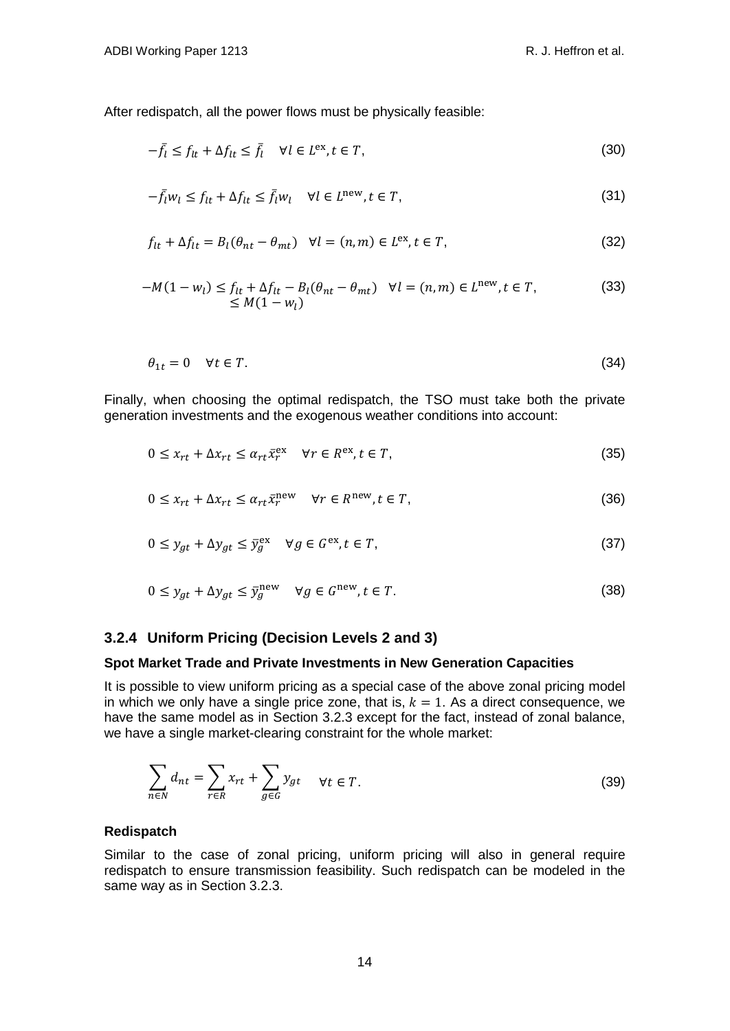After redispatch, all the power flows must be physically feasible:

$$-\bar{f}_l \leq f_{lt} + \Delta f_{lt} \leq \bar{f}_l \quad \forall l \in L^{\text{ex}}, t \in T, \tag{30}$$

$$-\bar{f}_l w_l \leq f_{lt} + \Delta f_{lt} \leq \bar{f}_l w_l \quad \forall l \in L^{\text{new}}, t \in T, \tag{31}$$

$$f_{lt} + \Delta f_{lt} = B_l(\theta_{nt} - \theta_{mt}) \quad \forall l = (n,m) \in L^{\text{ex}}, t \in T, \tag{32}$$

$$-M(1 - w_l) \leq f_{lt} + \Delta f_{lt} - B_l(\theta_{nt} - \theta_{mt}) \leq M(1 - w_l) \quad \forall l = (n,m) \in L^{\text{new}}, t \in T, \tag{33}$$

$$\theta_{1t} = 0 \quad \forall t \in T. \tag{34}$$

Finally, when choosing the optimal redispatch, the TSO must take both the private generation investments and the exogenous weather conditions into account:

$$0 \leq x_{rt} + \Delta x_{rt} \leq \alpha_{rt} \bar{x}_r^{\text{ex}} \quad \forall r \in R^{\text{ex}}, t \in T, \tag{35}$$

$$0 \leq x_{rt} + \Delta x_{rt} \leq \alpha_{rt} \bar{x}_r^{\text{new}} \quad \forall r \in R^{\text{new}}, t \in T, \tag{36}$$

$$0 \leq y_{gt} + \Delta y_{gt} \leq \bar{y}_g^{\text{ex}} \quad \forall g \in G^{\text{ex}}, t \in T, \tag{37}$$

$$0 \leq y_{gt} + \Delta y_{gt} \leq \bar{y}_g^{\text{new}} \quad \forall g \in G^{\text{new}}, t \in T. \tag{38}$$

### 3.2.4 Uniform Pricing (Decision Levels 2 and 3)

**Spot Market Trade and Private Investments in New Generation Capacities**

It is possible to view uniform pricing as a special case of the above zonal pricing model in which we only have a single price zone, that is, $k = 1$. As a direct consequence, we have the same model as in Section 3.2.3 except for the fact, instead of zonal balance, we have a single market-clearing constraint for the whole market:

$$\sum_{n \in N} d_{nt} = \sum_{r \in R} x_{rt} + \sum_{g \in G} y_{gt} \quad \forall t \in T. \tag{39}$$

**Redispatch**

Similar to the case of zonal pricing, uniform pricing will also in general require redispatch to ensure transmission feasibility. Such redispatch can be modeled in the same way as in Section 3.2.3.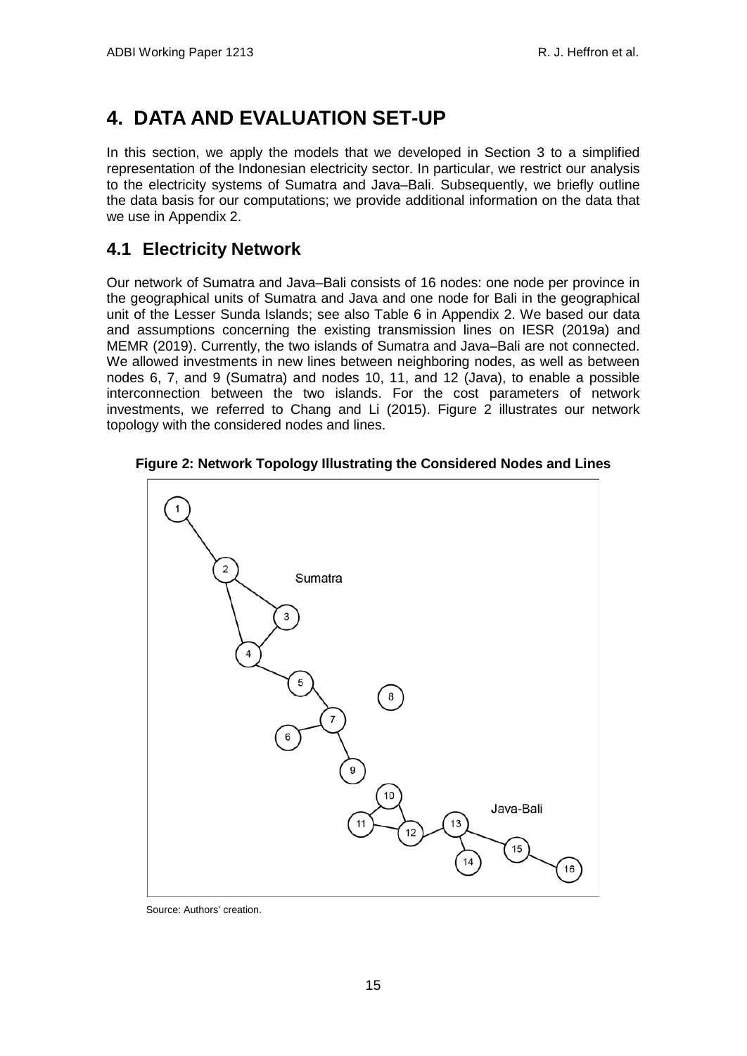# 4. DATA AND EVALUATION SET-UP

In this section, we apply the models that we developed in Section 3 to a simplified representation of the Indonesian electricity sector. In particular, we restrict our analysis to the electricity systems of Sumatra and Java–Bali. Subsequently, we briefly outline the data basis for our computations; we provide additional information on the data that we use in Appendix 2.

## 4.1 Electricity Network

Our network of Sumatra and Java–Bali consists of 16 nodes: one node per province in the geographical units of Sumatra and Java and one node for Bali in the geographical unit of the Lesser Sunda Islands; see also Table 6 in Appendix 2. We based our data and assumptions concerning the existing transmission lines on IESR (2019a) and MEMR (2019). Currently, the two islands of Sumatra and Java–Bali are not connected. We allowed investments in new lines between neighboring nodes, as well as between nodes 6, 7, and 9 (Sumatra) and nodes 10, 11, and 12 (Java), to enable a possible interconnection between the two islands. For the cost parameters of network investments, we referred to Chang and Li (2015). Figure 2 illustrates our network topology with the considered nodes and lines.

**Figure 2: Network Topology Illustrating the Considered Nodes and Lines**

Source: Authors' creation.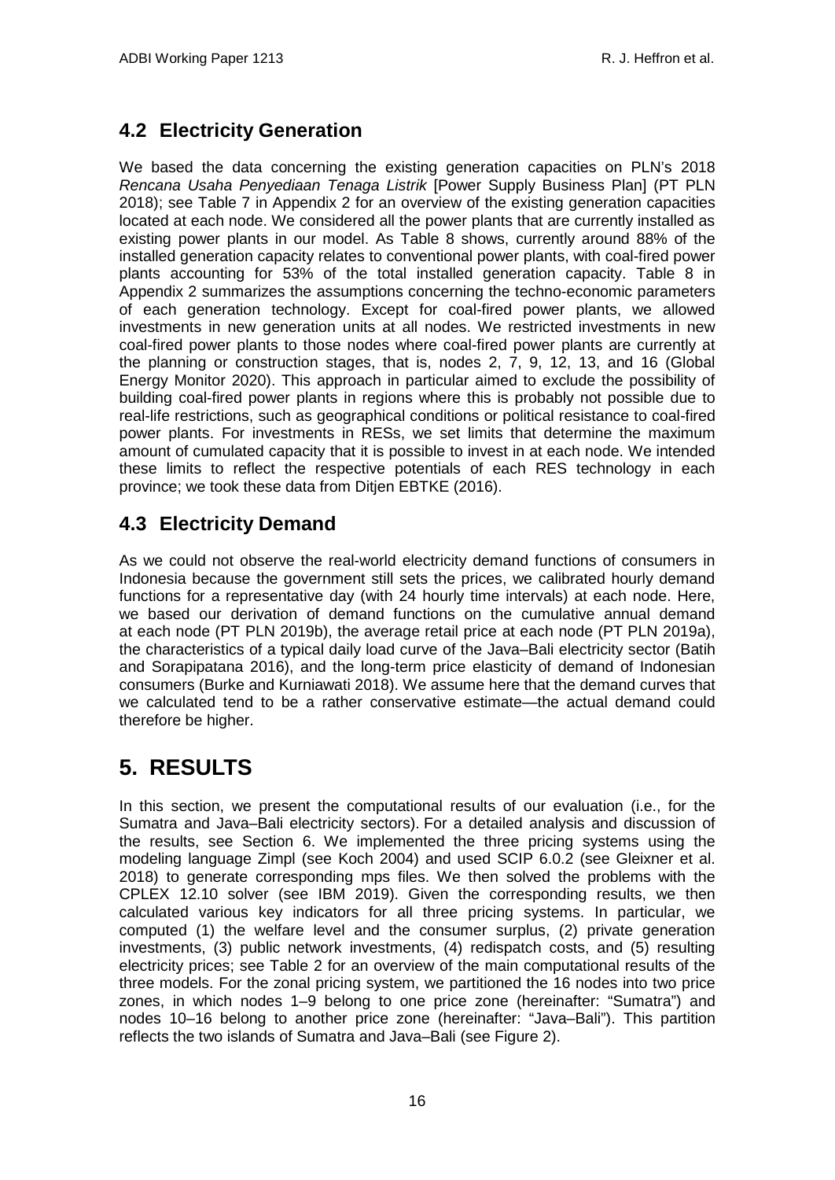## 4.2 Electricity Generation

We based the data concerning the existing generation capacities on PLN's 2018 *Rencana Usaha Penyediaan Tenaga Listrik* [Power Supply Business Plan] (PT PLN 2018); see Table 7 in Appendix 2 for an overview of the existing generation capacities located at each node. We considered all the power plants that are currently installed as existing power plants in our model. As Table 8 shows, currently around 88% of the installed generation capacity relates to conventional power plants, with coal-fired power plants accounting for 53% of the total installed generation capacity. Table 8 in Appendix 2 summarizes the assumptions concerning the techno-economic parameters of each generation technology. Except for coal-fired power plants, we allowed investments in new generation units at all nodes. We restricted investments in new coal-fired power plants to those nodes where coal-fired power plants are currently at the planning or construction stages, that is, nodes 2, 7, 9, 12, 13, and 16 (Global Energy Monitor 2020). This approach in particular aimed to exclude the possibility of building coal-fired power plants in regions where this is probably not possible due to real-life restrictions, such as geographical conditions or political resistance to coal-fired power plants. For investments in RESs, we set limits that determine the maximum amount of cumulated capacity that it is possible to invest in at each node. We intended these limits to reflect the respective potentials of each RES technology in each province; we took these data from Ditjen EBTKE (2016).

## 4.3 Electricity Demand

As we could not observe the real-world electricity demand functions of consumers in Indonesia because the government still sets the prices, we calibrated hourly demand functions for a representative day (with 24 hourly time intervals) at each node. Here, we based our derivation of demand functions on the cumulative annual demand at each node (PT PLN 2019b), the average retail price at each node (PT PLN 2019a), the characteristics of a typical daily load curve of the Java–Bali electricity sector (Batih and Sorapipatana 2016), and the long-term price elasticity of demand of Indonesian consumers (Burke and Kurniawati 2018). We assume here that the demand curves that we calculated tend to be a rather conservative estimate—the actual demand could therefore be higher.

# 5. RESULTS

In this section, we present the computational results of our evaluation (i.e., for the Sumatra and Java–Bali electricity sectors). For a detailed analysis and discussion of the results, see Section 6. We implemented the three pricing systems using the modeling language Zimpl (see Koch 2004) and used SCIP 6.0.2 (see Gleixner et al. 2018) to generate corresponding mps files. We then solved the problems with the CPLEX 12.10 solver (see IBM 2019). Given the corresponding results, we then calculated various key indicators for all three pricing systems. In particular, we computed (1) the welfare level and the consumer surplus, (2) private generation investments, (3) public network investments, (4) redispatch costs, and (5) resulting electricity prices; see Table 2 for an overview of the main computational results of the three models. For the zonal pricing system, we partitioned the 16 nodes into two price zones, in which nodes 1–9 belong to one price zone (hereinafter: "Sumatra") and nodes 10–16 belong to another price zone (hereinafter: "Java–Bali"). This partition reflects the two islands of Sumatra and Java–Bali (see Figure 2).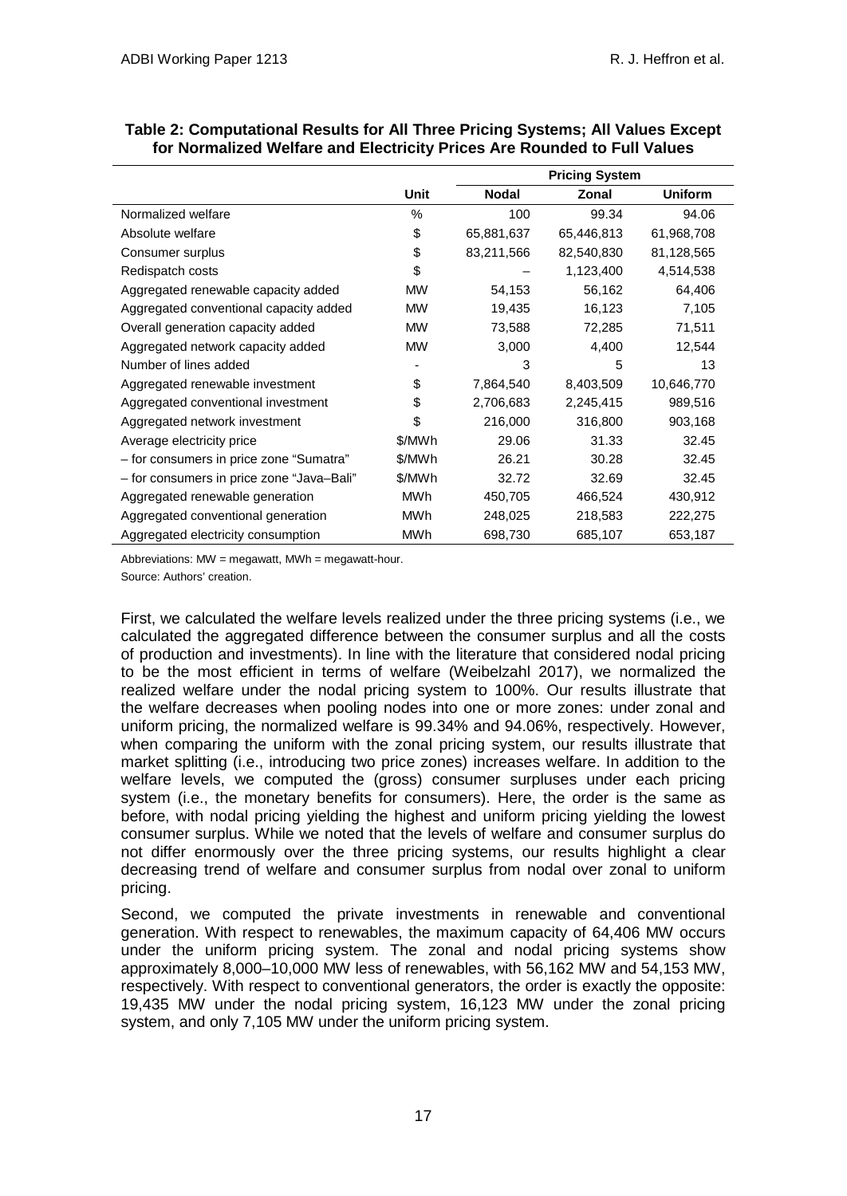**Table 2: Computational Results for All Three Pricing Systems; All Values Except for Normalized Welfare and Electricity Prices Are Rounded to Full Values**

| | | Pricing System | | |
|---|---|---|---|---|
| | **Unit** | **Nodal** | **Zonal** | **Uniform** |
| Normalized welfare | % | 100 | 99.34 | 94.06 |
| Absolute welfare | $ | 65,881,637 | 65,446,813 | 61,968,708 |
| Consumer surplus | $ | 83,211,566 | 82,540,830 | 81,128,565 |
| Redispatch costs | $ | – | 1,123,400 | 4,514,538 |
| Aggregated renewable capacity added | MW | 54,153 | 56,162 | 64,406 |
| Aggregated conventional capacity added | MW | 19,435 | 16,123 | 7,105 |
| Overall generation capacity added | MW | 73,588 | 72,285 | 71,511 |
| Aggregated network capacity added | MW | 3,000 | 4,400 | 12,544 |
| Number of lines added | - | 3 | 5 | 13 |
| Aggregated renewable investment | $ | 7,864,540 | 8,403,509 | 10,646,770 |
| Aggregated conventional investment | $ | 2,706,683 | 2,245,415 | 989,516 |
| Aggregated network investment | $ | 216,000 | 316,800 | 903,168 |
| Average electricity price | $/MWh | 29.06 | 31.33 | 32.45 |
| – for consumers in price zone "Sumatra" | $/MWh | 26.21 | 30.28 | 32.45 |
| – for consumers in price zone "Java–Bali" | $/MWh | 32.72 | 32.69 | 32.45 |
| Aggregated renewable generation | MWh | 450,705 | 466,524 | 430,912 |
| Aggregated conventional generation | MWh | 248,025 | 218,583 | 222,275 |
| Aggregated electricity consumption | MWh | 698,730 | 685,107 | 653,187 |

Abbreviations: MW = megawatt, MWh = megawatt-hour.

Source: Authors' creation.

First, we calculated the welfare levels realized under the three pricing systems (i.e., we calculated the aggregated difference between the consumer surplus and all the costs of production and investments). In line with the literature that considered nodal pricing to be the most efficient in terms of welfare (Weibelzahl 2017), we normalized the realized welfare under the nodal pricing system to 100%. Our results illustrate that the welfare decreases when pooling nodes into one or more zones: under zonal and uniform pricing, the normalized welfare is 99.34% and 94.06%, respectively. However, when comparing the uniform with the zonal pricing system, our results illustrate that market splitting (i.e., introducing two price zones) increases welfare. In addition to the welfare levels, we computed the (gross) consumer surpluses under each pricing system (i.e., the monetary benefits for consumers). Here, the order is the same as before, with nodal pricing yielding the highest and uniform pricing yielding the lowest consumer surplus. While we noted that the levels of welfare and consumer surplus do not differ enormously over the three pricing systems, our results highlight a clear decreasing trend of welfare and consumer surplus from nodal over zonal to uniform pricing.

Second, we computed the private investments in renewable and conventional generation. With respect to renewables, the maximum capacity of 64,406 MW occurs under the uniform pricing system. The zonal and nodal pricing systems show approximately 8,000–10,000 MW less of renewables, with 56,162 MW and 54,153 MW, respectively. With respect to conventional generators, the order is exactly the opposite: 19,435 MW under the nodal pricing system, 16,123 MW under the zonal pricing system, and only 7,105 MW under the uniform pricing system.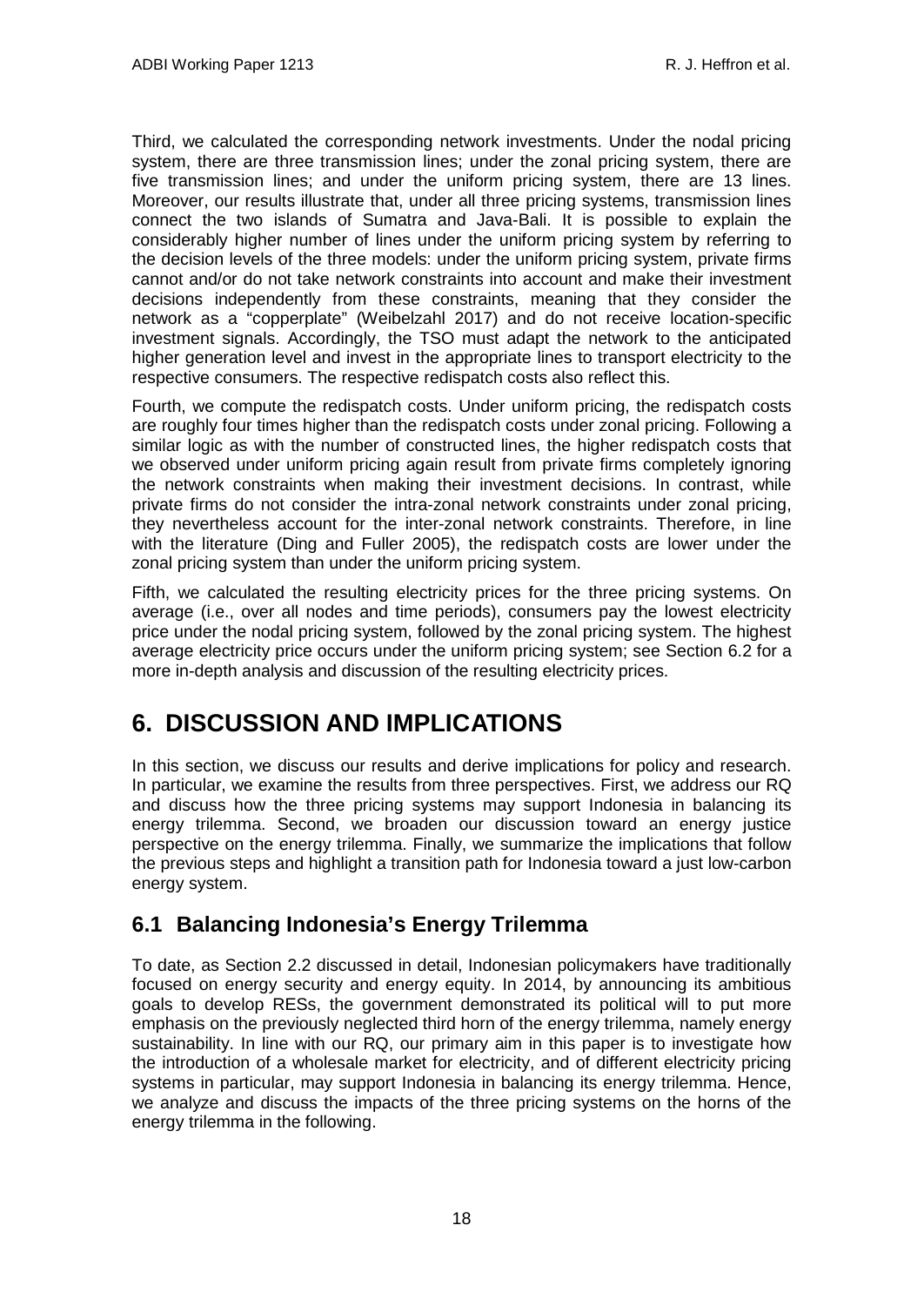Third, we calculated the corresponding network investments. Under the nodal pricing system, there are three transmission lines; under the zonal pricing system, there are five transmission lines; and under the uniform pricing system, there are 13 lines. Moreover, our results illustrate that, under all three pricing systems, transmission lines connect the two islands of Sumatra and Java-Bali. It is possible to explain the considerably higher number of lines under the uniform pricing system by referring to the decision levels of the three models: under the uniform pricing system, private firms cannot and/or do not take network constraints into account and make their investment decisions independently from these constraints, meaning that they consider the network as a "copperplate" (Weibelzahl 2017) and do not receive location-specific investment signals. Accordingly, the TSO must adapt the network to the anticipated higher generation level and invest in the appropriate lines to transport electricity to the respective consumers. The respective redispatch costs also reflect this.

Fourth, we compute the redispatch costs. Under uniform pricing, the redispatch costs are roughly four times higher than the redispatch costs under zonal pricing. Following a similar logic as with the number of constructed lines, the higher redispatch costs that we observed under uniform pricing again result from private firms completely ignoring the network constraints when making their investment decisions. In contrast, while private firms do not consider the intra-zonal network constraints under zonal pricing, they nevertheless account for the inter-zonal network constraints. Therefore, in line with the literature (Ding and Fuller 2005), the redispatch costs are lower under the zonal pricing system than under the uniform pricing system.

Fifth, we calculated the resulting electricity prices for the three pricing systems. On average (i.e., over all nodes and time periods), consumers pay the lowest electricity price under the nodal pricing system, followed by the zonal pricing system. The highest average electricity price occurs under the uniform pricing system; see Section 6.2 for a more in-depth analysis and discussion of the resulting electricity prices.

# 6. DISCUSSION AND IMPLICATIONS

In this section, we discuss our results and derive implications for policy and research. In particular, we examine the results from three perspectives. First, we address our RQ and discuss how the three pricing systems may support Indonesia in balancing its energy trilemma. Second, we broaden our discussion toward an energy justice perspective on the energy trilemma. Finally, we summarize the implications that follow the previous steps and highlight a transition path for Indonesia toward a just low-carbon energy system.

## 6.1 Balancing Indonesia's Energy Trilemma

To date, as Section 2.2 discussed in detail, Indonesian policymakers have traditionally focused on energy security and energy equity. In 2014, by announcing its ambitious goals to develop RESs, the government demonstrated its political will to put more emphasis on the previously neglected third horn of the energy trilemma, namely energy sustainability. In line with our RQ, our primary aim in this paper is to investigate how the introduction of a wholesale market for electricity, and of different electricity pricing systems in particular, may support Indonesia in balancing its energy trilemma. Hence, we analyze and discuss the impacts of the three pricing systems on the horns of the energy trilemma in the following.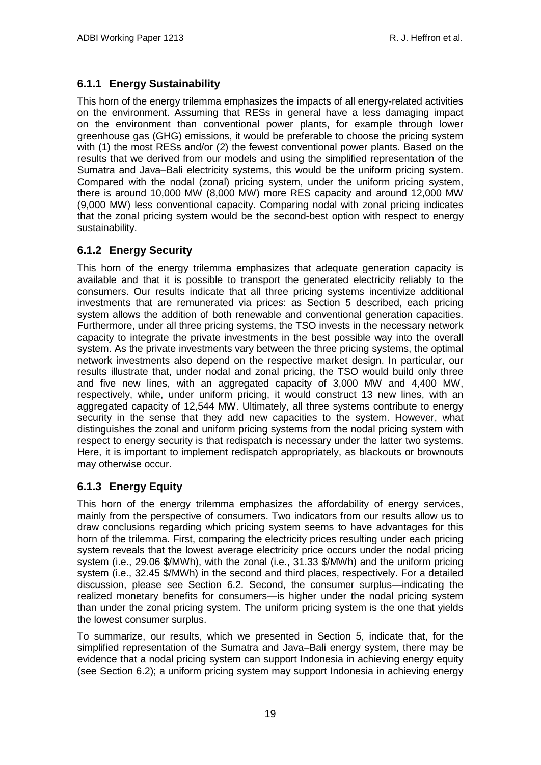### 6.1.1 Energy Sustainability

This horn of the energy trilemma emphasizes the impacts of all energy-related activities on the environment. Assuming that RESs in general have a less damaging impact on the environment than conventional power plants, for example through lower greenhouse gas (GHG) emissions, it would be preferable to choose the pricing system with (1) the most RESs and/or (2) the fewest conventional power plants. Based on the results that we derived from our models and using the simplified representation of the Sumatra and Java–Bali electricity systems, this would be the uniform pricing system. Compared with the nodal (zonal) pricing system, under the uniform pricing system, there is around 10,000 MW (8,000 MW) more RES capacity and around 12,000 MW (9,000 MW) less conventional capacity. Comparing nodal with zonal pricing indicates that the zonal pricing system would be the second-best option with respect to energy sustainability.

### 6.1.2 Energy Security

This horn of the energy trilemma emphasizes that adequate generation capacity is available and that it is possible to transport the generated electricity reliably to the consumers. Our results indicate that all three pricing systems incentivize additional investments that are remunerated via prices: as Section 5 described, each pricing system allows the addition of both renewable and conventional generation capacities. Furthermore, under all three pricing systems, the TSO invests in the necessary network capacity to integrate the private investments in the best possible way into the overall system. As the private investments vary between the three pricing systems, the optimal network investments also depend on the respective market design. In particular, our results illustrate that, under nodal and zonal pricing, the TSO would build only three and five new lines, with an aggregated capacity of 3,000 MW and 4,400 MW, respectively, while, under uniform pricing, it would construct 13 new lines, with an aggregated capacity of 12,544 MW. Ultimately, all three systems contribute to energy security in the sense that they add new capacities to the system. However, what distinguishes the zonal and uniform pricing systems from the nodal pricing system with respect to energy security is that redispatch is necessary under the latter two systems. Here, it is important to implement redispatch appropriately, as blackouts or brownouts may otherwise occur.

### 6.1.3 Energy Equity

This horn of the energy trilemma emphasizes the affordability of energy services, mainly from the perspective of consumers. Two indicators from our results allow us to draw conclusions regarding which pricing system seems to have advantages for this horn of the trilemma. First, comparing the electricity prices resulting under each pricing system reveals that the lowest average electricity price occurs under the nodal pricing system (i.e., 29.06 $/MWh), with the zonal (i.e., 31.33 $/MWh) and the uniform pricing system (i.e., 32.45 $/MWh) in the second and third places, respectively. For a detailed discussion, please see Section 6.2. Second, the consumer surplus—indicating the realized monetary benefits for consumers—is higher under the nodal pricing system than under the zonal pricing system. The uniform pricing system is the one that yields the lowest consumer surplus.

To summarize, our results, which we presented in Section 5, indicate that, for the simplified representation of the Sumatra and Java–Bali energy system, there may be evidence that a nodal pricing system can support Indonesia in achieving energy equity (see Section 6.2); a uniform pricing system may support Indonesia in achieving energy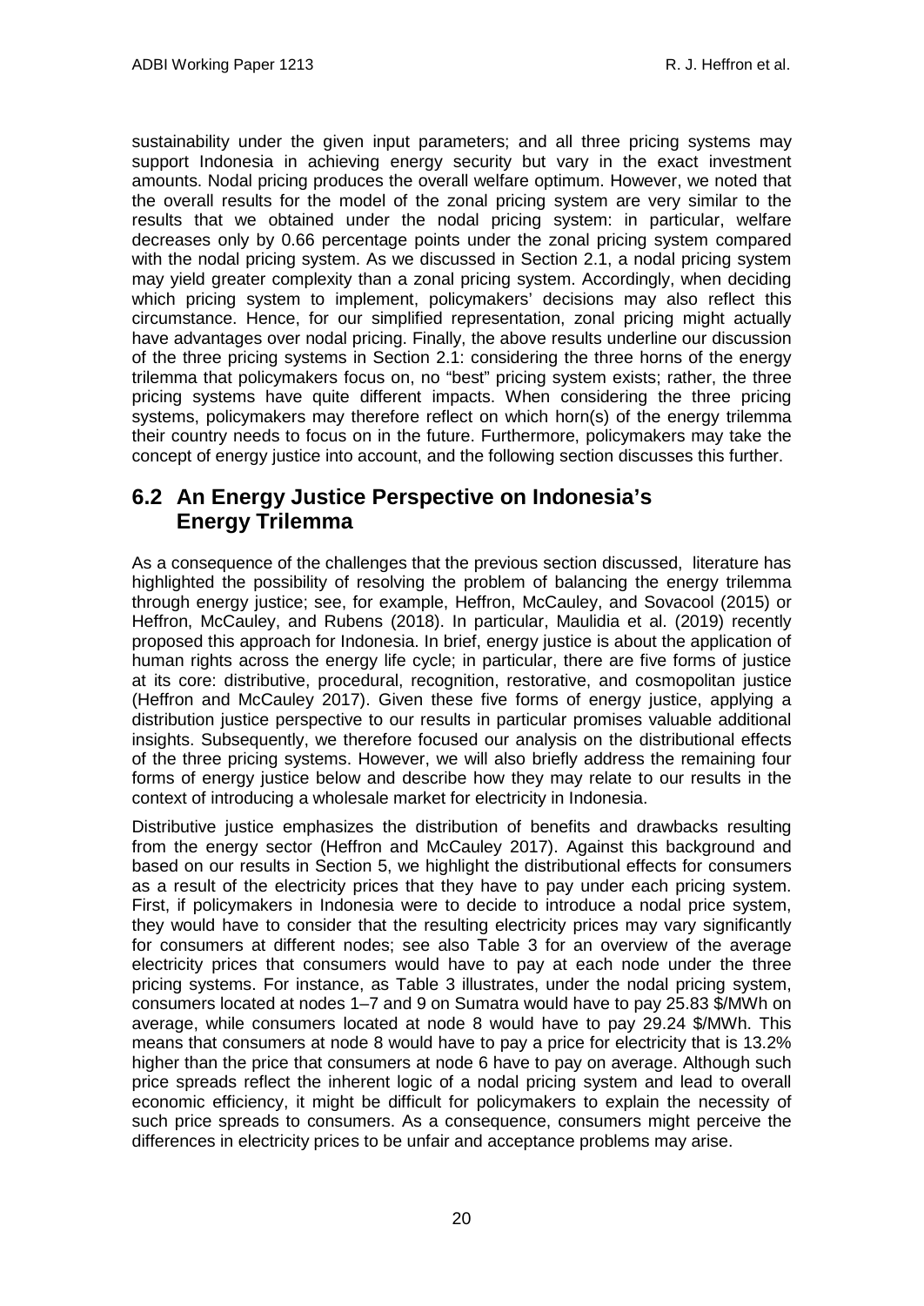sustainability under the given input parameters; and all three pricing systems may support Indonesia in achieving energy security but vary in the exact investment amounts. Nodal pricing produces the overall welfare optimum. However, we noted that the overall results for the model of the zonal pricing system are very similar to the results that we obtained under the nodal pricing system: in particular, welfare decreases only by 0.66 percentage points under the zonal pricing system compared with the nodal pricing system. As we discussed in Section 2.1, a nodal pricing system may yield greater complexity than a zonal pricing system. Accordingly, when deciding which pricing system to implement, policymakers' decisions may also reflect this circumstance. Hence, for our simplified representation, zonal pricing might actually have advantages over nodal pricing. Finally, the above results underline our discussion of the three pricing systems in Section 2.1: considering the three horns of the energy trilemma that policymakers focus on, no "best" pricing system exists; rather, the three pricing systems have quite different impacts. When considering the three pricing systems, policymakers may therefore reflect on which horn(s) of the energy trilemma their country needs to focus on in the future. Furthermore, policymakers may take the concept of energy justice into account, and the following section discusses this further.

## 6.2 An Energy Justice Perspective on Indonesia's Energy Trilemma

As a consequence of the challenges that the previous section discussed, literature has highlighted the possibility of resolving the problem of balancing the energy trilemma through energy justice; see, for example, Heffron, McCauley, and Sovacool (2015) or Heffron, McCauley, and Rubens (2018). In particular, Maulidia et al. (2019) recently proposed this approach for Indonesia. In brief, energy justice is about the application of human rights across the energy life cycle; in particular, there are five forms of justice at its core: distributive, procedural, recognition, restorative, and cosmopolitan justice (Heffron and McCauley 2017). Given these five forms of energy justice, applying a distribution justice perspective to our results in particular promises valuable additional insights. Subsequently, we therefore focused our analysis on the distributional effects of the three pricing systems. However, we will also briefly address the remaining four forms of energy justice below and describe how they may relate to our results in the context of introducing a wholesale market for electricity in Indonesia.

Distributive justice emphasizes the distribution of benefits and drawbacks resulting from the energy sector (Heffron and McCauley 2017). Against this background and based on our results in Section 5, we highlight the distributional effects for consumers as a result of the electricity prices that they have to pay under each pricing system. First, if policymakers in Indonesia were to decide to introduce a nodal price system, they would have to consider that the resulting electricity prices may vary significantly for consumers at different nodes; see also Table 3 for an overview of the average electricity prices that consumers would have to pay at each node under the three pricing systems. For instance, as Table 3 illustrates, under the nodal pricing system, consumers located at nodes 1–7 and 9 on Sumatra would have to pay 25.83 \$/MWh on average, while consumers located at node 8 would have to pay 29.24 \$/MWh. This means that consumers at node 8 would have to pay a price for electricity that is 13.2% higher than the price that consumers at node 6 have to pay on average. Although such price spreads reflect the inherent logic of a nodal pricing system and lead to overall economic efficiency, it might be difficult for policymakers to explain the necessity of such price spreads to consumers. As a consequence, consumers might perceive the differences in electricity prices to be unfair and acceptance problems may arise.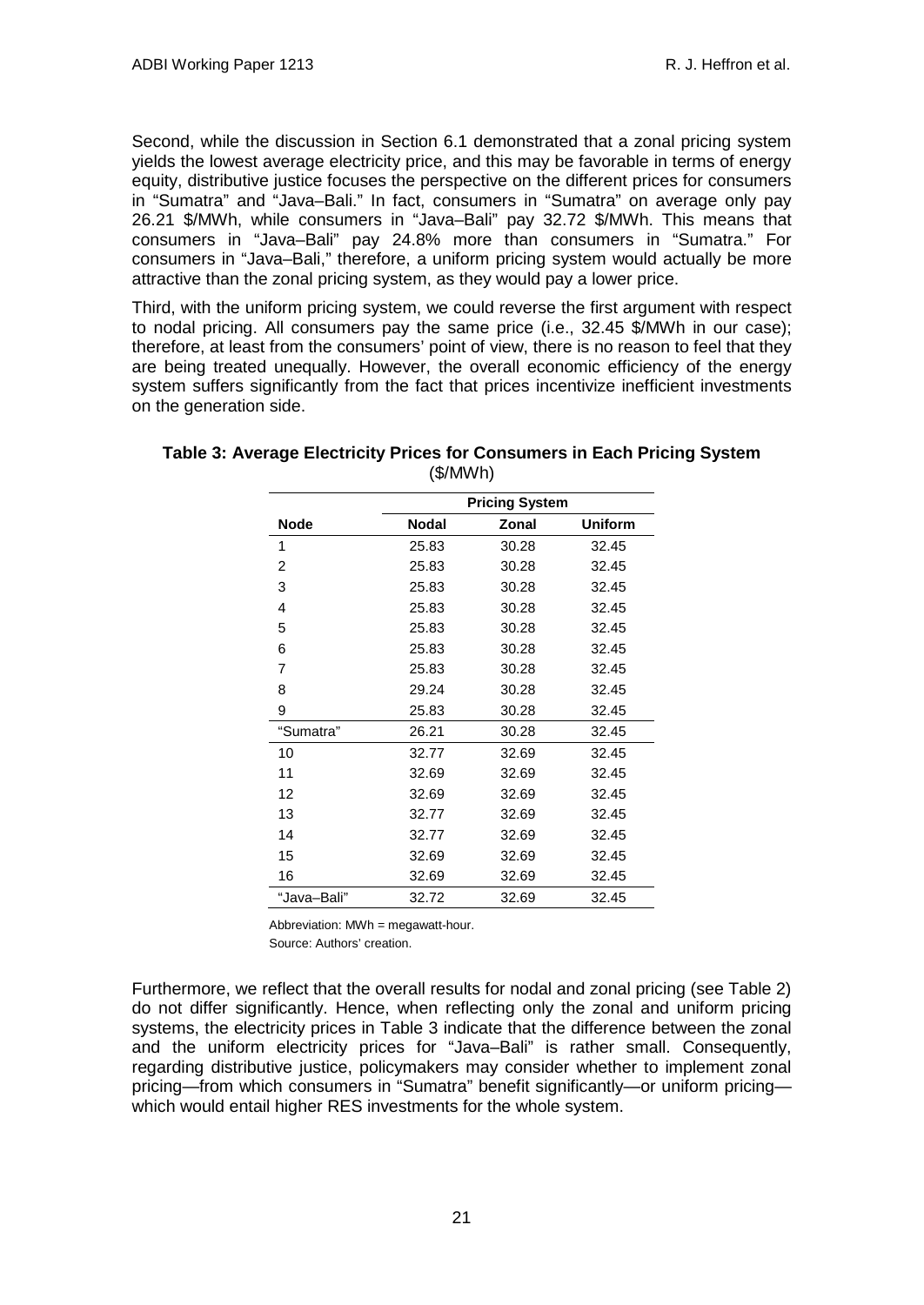Second, while the discussion in Section 6.1 demonstrated that a zonal pricing system yields the lowest average electricity price, and this may be favorable in terms of energy equity, distributive justice focuses the perspective on the different prices for consumers in "Sumatra" and "Java–Bali." In fact, consumers in "Sumatra" on average only pay 26.21 $/MWh, while consumers in "Java–Bali" pay 32.72 $/MWh. This means that consumers in "Java–Bali" pay 24.8% more than consumers in "Sumatra." For consumers in "Java–Bali," therefore, a uniform pricing system would actually be more attractive than the zonal pricing system, as they would pay a lower price.

Third, with the uniform pricing system, we could reverse the first argument with respect to nodal pricing. All consumers pay the same price (i.e., 32.45 $/MWh in our case); therefore, at least from the consumers' point of view, there is no reason to feel that they are being treated unequally. However, the overall economic efficiency of the energy system suffers significantly from the fact that prices incentivize inefficient investments on the generation side.

**Table 3: Average Electricity Prices for Consumers in Each Pricing System**
($/MWh)

| | **Pricing System** | | |
|---|---|---|---|
| **Node** | **Nodal** | **Zonal** | **Uniform** |
| 1 | 25.83 | 30.28 | 32.45 |
| 2 | 25.83 | 30.28 | 32.45 |
| 3 | 25.83 | 30.28 | 32.45 |
| 4 | 25.83 | 30.28 | 32.45 |
| 5 | 25.83 | 30.28 | 32.45 |
| 6 | 25.83 | 30.28 | 32.45 |
| 7 | 25.83 | 30.28 | 32.45 |
| 8 | 29.24 | 30.28 | 32.45 |
| 9 | 25.83 | 30.28 | 32.45 |
| "Sumatra" | 26.21 | 30.28 | 32.45 |
| 10 | 32.77 | 32.69 | 32.45 |
| 11 | 32.69 | 32.69 | 32.45 |
| 12 | 32.69 | 32.69 | 32.45 |
| 13 | 32.77 | 32.69 | 32.45 |
| 14 | 32.77 | 32.69 | 32.45 |
| 15 | 32.69 | 32.69 | 32.45 |
| 16 | 32.69 | 32.69 | 32.45 |
| "Java–Bali" | 32.72 | 32.69 | 32.45 |

Abbreviation: MWh = megawatt-hour.

Source: Authors' creation.

Furthermore, we reflect that the overall results for nodal and zonal pricing (see Table 2) do not differ significantly. Hence, when reflecting only the zonal and uniform pricing systems, the electricity prices in Table 3 indicate that the difference between the zonal and the uniform electricity prices for "Java–Bali" is rather small. Consequently, regarding distributive justice, policymakers may consider whether to implement zonal pricing—from which consumers in "Sumatra" benefit significantly—or uniform pricing—which would entail higher RES investments for the whole system.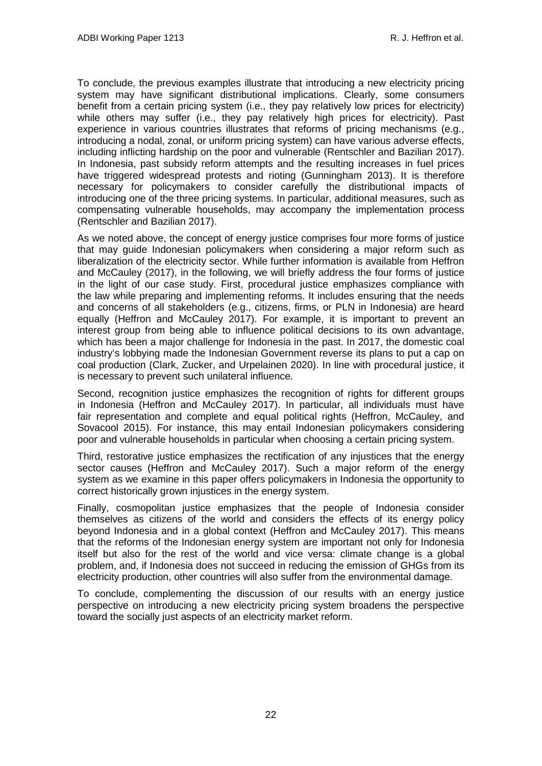To conclude, the previous examples illustrate that introducing a new electricity pricing system may have significant distributional implications. Clearly, some consumers benefit from a certain pricing system (i.e., they pay relatively low prices for electricity) while others may suffer (i.e., they pay relatively high prices for electricity). Past experience in various countries illustrates that reforms of pricing mechanisms (e.g., introducing a nodal, zonal, or uniform pricing system) can have various adverse effects, including inflicting hardship on the poor and vulnerable (Rentschler and Bazilian 2017). In Indonesia, past subsidy reform attempts and the resulting increases in fuel prices have triggered widespread protests and rioting (Gunningham 2013). It is therefore necessary for policymakers to consider carefully the distributional impacts of introducing one of the three pricing systems. In particular, additional measures, such as compensating vulnerable households, may accompany the implementation process (Rentschler and Bazilian 2017).

As we noted above, the concept of energy justice comprises four more forms of justice that may guide Indonesian policymakers when considering a major reform such as liberalization of the electricity sector. While further information is available from Heffron and McCauley (2017), in the following, we will briefly address the four forms of justice in the light of our case study. First, procedural justice emphasizes compliance with the law while preparing and implementing reforms. It includes ensuring that the needs and concerns of all stakeholders (e.g., citizens, firms, or PLN in Indonesia) are heard equally (Heffron and McCauley 2017). For example, it is important to prevent an interest group from being able to influence political decisions to its own advantage, which has been a major challenge for Indonesia in the past. In 2017, the domestic coal industry's lobbying made the Indonesian Government reverse its plans to put a cap on coal production (Clark, Zucker, and Urpelainen 2020). In line with procedural justice, it is necessary to prevent such unilateral influence.

Second, recognition justice emphasizes the recognition of rights for different groups in Indonesia (Heffron and McCauley 2017). In particular, all individuals must have fair representation and complete and equal political rights (Heffron, McCauley, and Sovacool 2015). For instance, this may entail Indonesian policymakers considering poor and vulnerable households in particular when choosing a certain pricing system.

Third, restorative justice emphasizes the rectification of any injustices that the energy sector causes (Heffron and McCauley 2017). Such a major reform of the energy system as we examine in this paper offers policymakers in Indonesia the opportunity to correct historically grown injustices in the energy system.

Finally, cosmopolitan justice emphasizes that the people of Indonesia consider themselves as citizens of the world and considers the effects of its energy policy beyond Indonesia and in a global context (Heffron and McCauley 2017). This means that the reforms of the Indonesian energy system are important not only for Indonesia itself but also for the rest of the world and vice versa: climate change is a global problem, and, if Indonesia does not succeed in reducing the emission of GHGs from its electricity production, other countries will also suffer from the environmental damage.

To conclude, complementing the discussion of our results with an energy justice perspective on introducing a new electricity pricing system broadens the perspective toward the socially just aspects of an electricity market reform.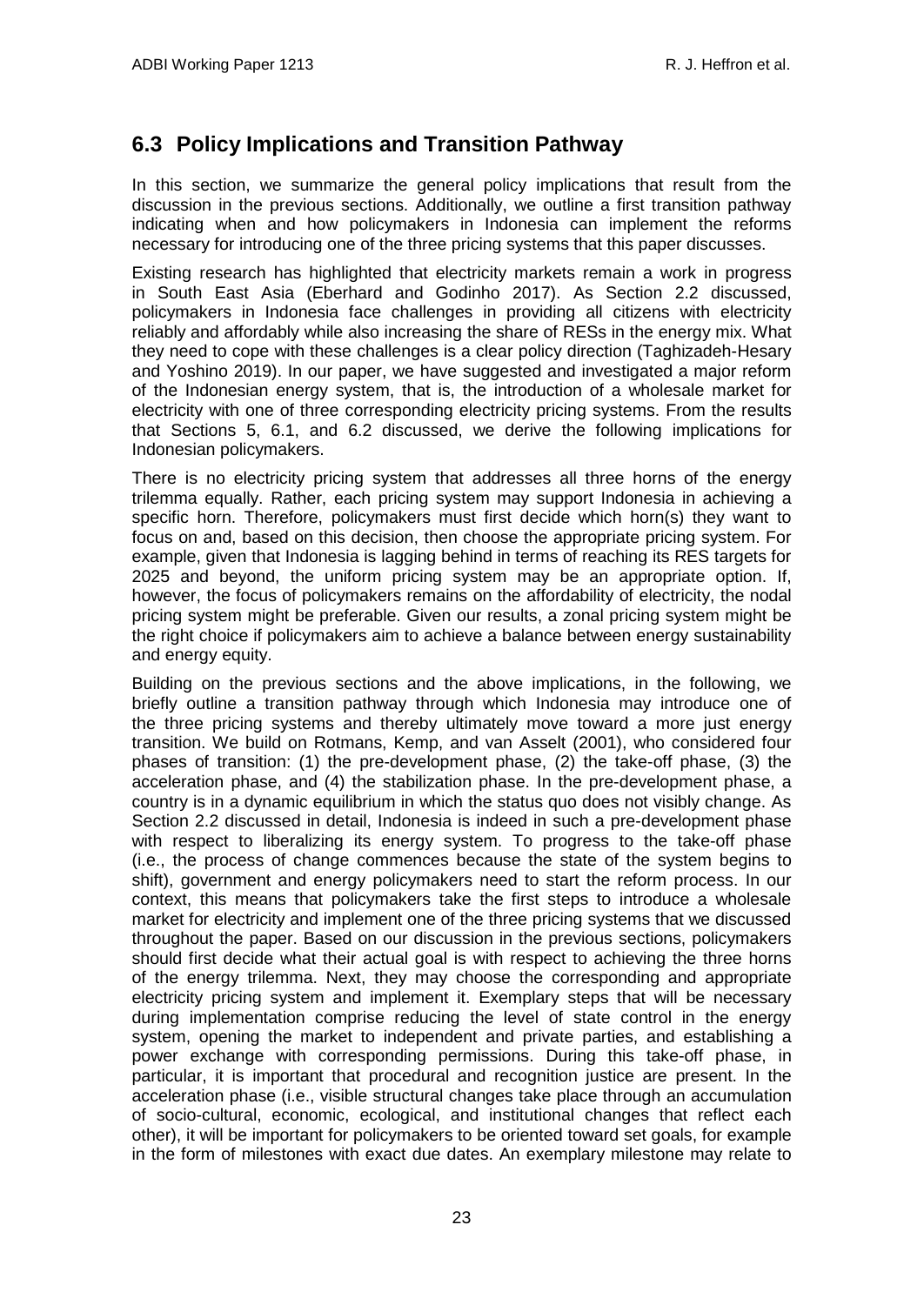## 6.3 Policy Implications and Transition Pathway

In this section, we summarize the general policy implications that result from the discussion in the previous sections. Additionally, we outline a first transition pathway indicating when and how policymakers in Indonesia can implement the reforms necessary for introducing one of the three pricing systems that this paper discusses.

Existing research has highlighted that electricity markets remain a work in progress in South East Asia (Eberhard and Godinho 2017). As Section 2.2 discussed, policymakers in Indonesia face challenges in providing all citizens with electricity reliably and affordably while also increasing the share of RESs in the energy mix. What they need to cope with these challenges is a clear policy direction (Taghizadeh-Hesary and Yoshino 2019). In our paper, we have suggested and investigated a major reform of the Indonesian energy system, that is, the introduction of a wholesale market for electricity with one of three corresponding electricity pricing systems. From the results that Sections 5, 6.1, and 6.2 discussed, we derive the following implications for Indonesian policymakers.

There is no electricity pricing system that addresses all three horns of the energy trilemma equally. Rather, each pricing system may support Indonesia in achieving a specific horn. Therefore, policymakers must first decide which horn(s) they want to focus on and, based on this decision, then choose the appropriate pricing system. For example, given that Indonesia is lagging behind in terms of reaching its RES targets for 2025 and beyond, the uniform pricing system may be an appropriate option. If, however, the focus of policymakers remains on the affordability of electricity, the nodal pricing system might be preferable. Given our results, a zonal pricing system might be the right choice if policymakers aim to achieve a balance between energy sustainability and energy equity.

Building on the previous sections and the above implications, in the following, we briefly outline a transition pathway through which Indonesia may introduce one of the three pricing systems and thereby ultimately move toward a more just energy transition. We build on Rotmans, Kemp, and van Asselt (2001), who considered four phases of transition: (1) the pre-development phase, (2) the take-off phase, (3) the acceleration phase, and (4) the stabilization phase. In the pre-development phase, a country is in a dynamic equilibrium in which the status quo does not visibly change. As Section 2.2 discussed in detail, Indonesia is indeed in such a pre-development phase with respect to liberalizing its energy system. To progress to the take-off phase (i.e., the process of change commences because the state of the system begins to shift), government and energy policymakers need to start the reform process. In our context, this means that policymakers take the first steps to introduce a wholesale market for electricity and implement one of the three pricing systems that we discussed throughout the paper. Based on our discussion in the previous sections, policymakers should first decide what their actual goal is with respect to achieving the three horns of the energy trilemma. Next, they may choose the corresponding and appropriate electricity pricing system and implement it. Exemplary steps that will be necessary during implementation comprise reducing the level of state control in the energy system, opening the market to independent and private parties, and establishing a power exchange with corresponding permissions. During this take-off phase, in particular, it is important that procedural and recognition justice are present. In the acceleration phase (i.e., visible structural changes take place through an accumulation of socio-cultural, economic, ecological, and institutional changes that reflect each other), it will be important for policymakers to be oriented toward set goals, for example in the form of milestones with exact due dates. An exemplary milestone may relate to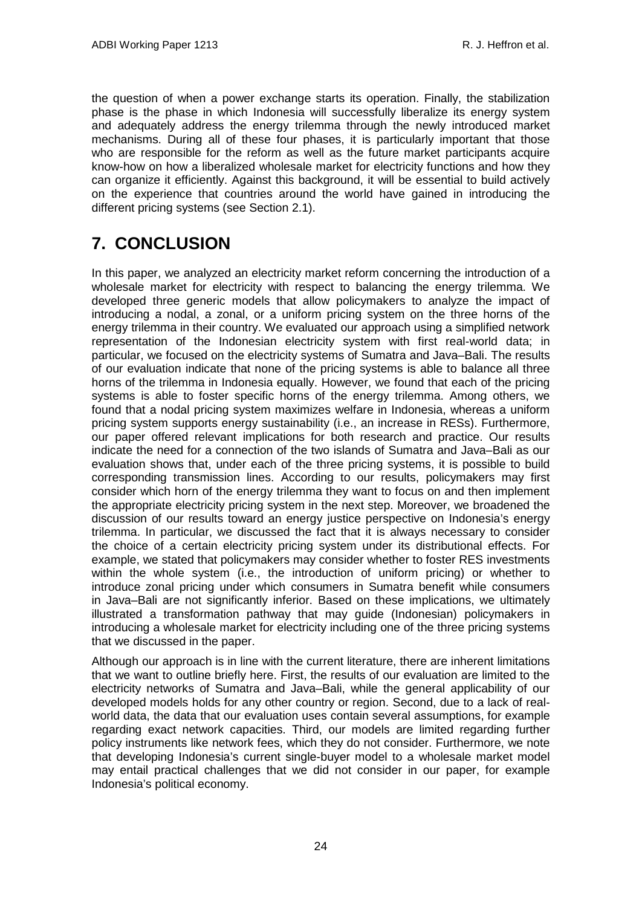the question of when a power exchange starts its operation. Finally, the stabilization phase is the phase in which Indonesia will successfully liberalize its energy system and adequately address the energy trilemma through the newly introduced market mechanisms. During all of these four phases, it is particularly important that those who are responsible for the reform as well as the future market participants acquire know-how on how a liberalized wholesale market for electricity functions and how they can organize it efficiently. Against this background, it will be essential to build actively on the experience that countries around the world have gained in introducing the different pricing systems (see Section 2.1).

# 7. CONCLUSION

In this paper, we analyzed an electricity market reform concerning the introduction of a wholesale market for electricity with respect to balancing the energy trilemma. We developed three generic models that allow policymakers to analyze the impact of introducing a nodal, a zonal, or a uniform pricing system on the three horns of the energy trilemma in their country. We evaluated our approach using a simplified network representation of the Indonesian electricity system with first real-world data; in particular, we focused on the electricity systems of Sumatra and Java–Bali. The results of our evaluation indicate that none of the pricing systems is able to balance all three horns of the trilemma in Indonesia equally. However, we found that each of the pricing systems is able to foster specific horns of the energy trilemma. Among others, we found that a nodal pricing system maximizes welfare in Indonesia, whereas a uniform pricing system supports energy sustainability (i.e., an increase in RESs). Furthermore, our paper offered relevant implications for both research and practice. Our results indicate the need for a connection of the two islands of Sumatra and Java–Bali as our evaluation shows that, under each of the three pricing systems, it is possible to build corresponding transmission lines. According to our results, policymakers may first consider which horn of the energy trilemma they want to focus on and then implement the appropriate electricity pricing system in the next step. Moreover, we broadened the discussion of our results toward an energy justice perspective on Indonesia's energy trilemma. In particular, we discussed the fact that it is always necessary to consider the choice of a certain electricity pricing system under its distributional effects. For example, we stated that policymakers may consider whether to foster RES investments within the whole system (i.e., the introduction of uniform pricing) or whether to introduce zonal pricing under which consumers in Sumatra benefit while consumers in Java–Bali are not significantly inferior. Based on these implications, we ultimately illustrated a transformation pathway that may guide (Indonesian) policymakers in introducing a wholesale market for electricity including one of the three pricing systems that we discussed in the paper.

Although our approach is in line with the current literature, there are inherent limitations that we want to outline briefly here. First, the results of our evaluation are limited to the electricity networks of Sumatra and Java–Bali, while the general applicability of our developed models holds for any other country or region. Second, due to a lack of real-world data, the data that our evaluation uses contain several assumptions, for example regarding exact network capacities. Third, our models are limited regarding further policy instruments like network fees, which they do not consider. Furthermore, we note that developing Indonesia's current single-buyer model to a wholesale market model may entail practical challenges that we did not consider in our paper, for example Indonesia's political economy.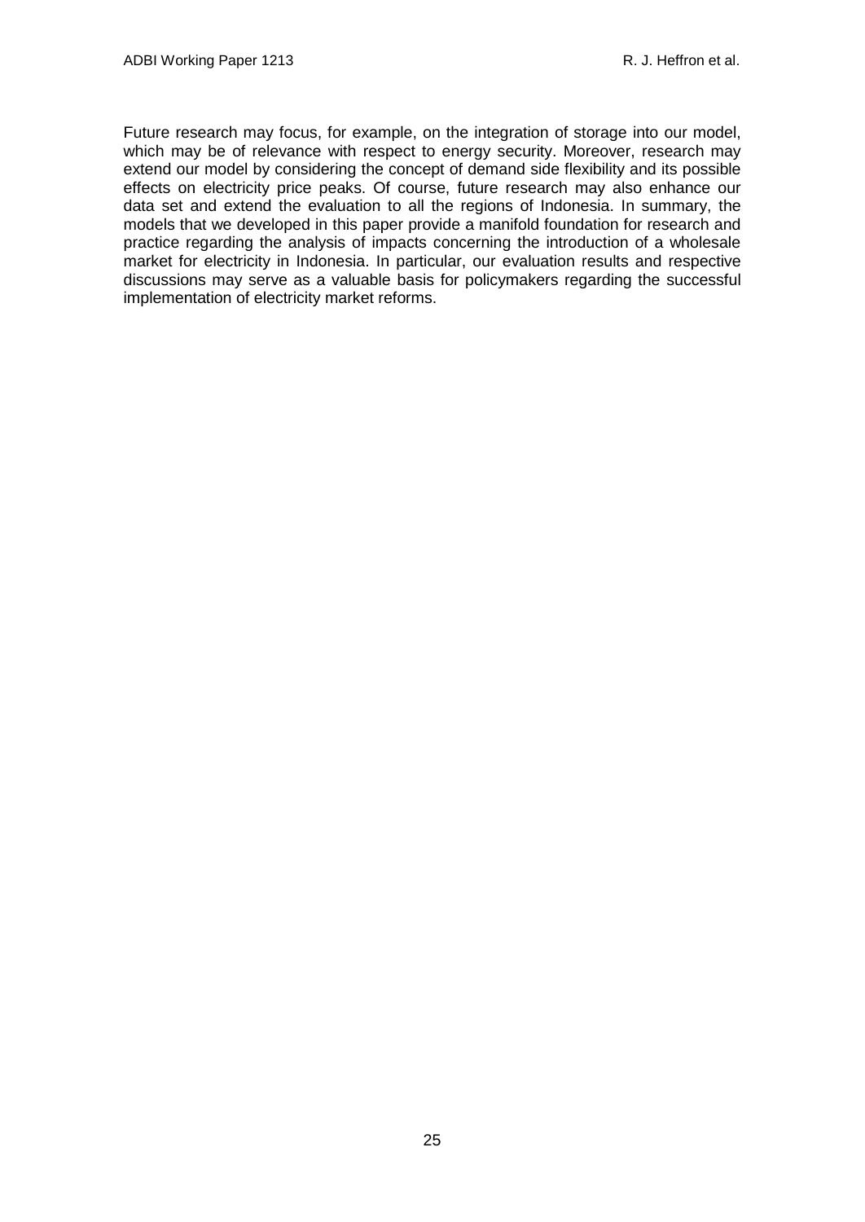Future research may focus, for example, on the integration of storage into our model, which may be of relevance with respect to energy security. Moreover, research may extend our model by considering the concept of demand side flexibility and its possible effects on electricity price peaks. Of course, future research may also enhance our data set and extend the evaluation to all the regions of Indonesia. In summary, the models that we developed in this paper provide a manifold foundation for research and practice regarding the analysis of impacts concerning the introduction of a wholesale market for electricity in Indonesia. In particular, our evaluation results and respective discussions may serve as a valuable basis for policymakers regarding the successful implementation of electricity market reforms.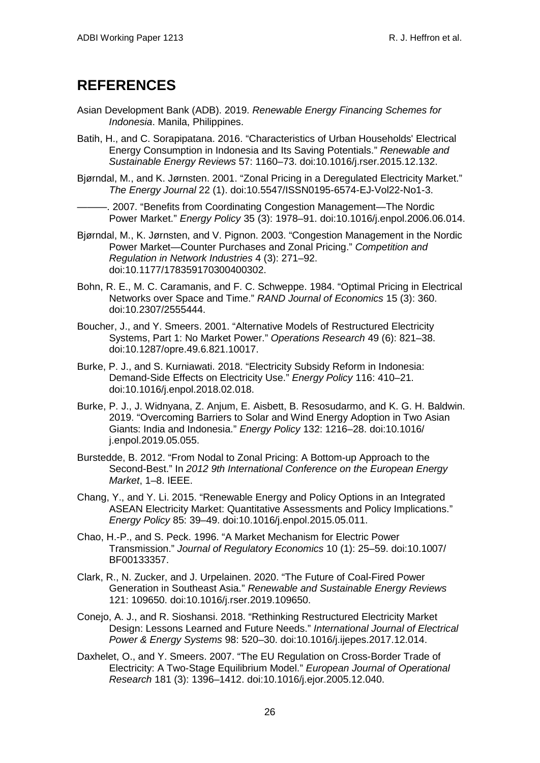## REFERENCES

Asian Development Bank (ADB). 2019. *Renewable Energy Financing Schemes for Indonesia*. Manila, Philippines.

Batih, H., and C. Sorapipatana. 2016. “Characteristics of Urban Households' Electrical Energy Consumption in Indonesia and Its Saving Potentials.” *Renewable and Sustainable Energy Reviews* 57: 1160–73. doi:10.1016/j.rser.2015.12.132.

Bjørndal, M., and K. Jørnsten. 2001. “Zonal Pricing in a Deregulated Electricity Market.” *The Energy Journal* 22 (1). doi:10.5547/ISSN0195-6574-EJ-Vol22-No1-3.

———. 2007. “Benefits from Coordinating Congestion Management—The Nordic Power Market.” *Energy Policy* 35 (3): 1978–91. doi:10.1016/j.enpol.2006.06.014.

Bjørndal, M., K. Jørnsten, and V. Pignon. 2003. “Congestion Management in the Nordic Power Market—Counter Purchases and Zonal Pricing.” *Competition and Regulation in Network Industries* 4 (3): 271–92. doi:10.1177/178359170300400302.

Bohn, R. E., M. C. Caramanis, and F. C. Schweppe. 1984. “Optimal Pricing in Electrical Networks over Space and Time.” *RAND Journal of Economics* 15 (3): 360. doi:10.2307/2555444.

Boucher, J., and Y. Smeers. 2001. “Alternative Models of Restructured Electricity Systems, Part 1: No Market Power.” *Operations Research* 49 (6): 821–38. doi:10.1287/opre.49.6.821.10017.

Burke, P. J., and S. Kurniawati. 2018. “Electricity Subsidy Reform in Indonesia: Demand-Side Effects on Electricity Use.” *Energy Policy* 116: 410–21. doi:10.1016/j.enpol.2018.02.018.

Burke, P. J., J. Widnyana, Z. Anjum, E. Aisbett, B. Resosudarmo, and K. G. H. Baldwin. 2019. “Overcoming Barriers to Solar and Wind Energy Adoption in Two Asian Giants: India and Indonesia.” *Energy Policy* 132: 1216–28. doi:10.1016/j.enpol.2019.05.055.

Burstedde, B. 2012. “From Nodal to Zonal Pricing: A Bottom-up Approach to the Second-Best.” In *2012 9th International Conference on the European Energy Market*, 1–8. IEEE.

Chang, Y., and Y. Li. 2015. “Renewable Energy and Policy Options in an Integrated ASEAN Electricity Market: Quantitative Assessments and Policy Implications.” *Energy Policy* 85: 39–49. doi:10.1016/j.enpol.2015.05.011.

Chao, H.-P., and S. Peck. 1996. “A Market Mechanism for Electric Power Transmission.” *Journal of Regulatory Economics* 10 (1): 25–59. doi:10.1007/BF00133357.

Clark, R., N. Zucker, and J. Urpelainen. 2020. “The Future of Coal-Fired Power Generation in Southeast Asia.” *Renewable and Sustainable Energy Reviews* 121: 109650. doi:10.1016/j.rser.2019.109650.

Conejo, A. J., and R. Sioshansi. 2018. “Rethinking Restructured Electricity Market Design: Lessons Learned and Future Needs.” *International Journal of Electrical Power & Energy Systems* 98: 520–30. doi:10.1016/j.ijepes.2017.12.014.

Daxhelet, O., and Y. Smeers. 2007. “The EU Regulation on Cross-Border Trade of Electricity: A Two-Stage Equilibrium Model.” *European Journal of Operational Research* 181 (3): 1396–1412. doi:10.1016/j.ejor.2005.12.040.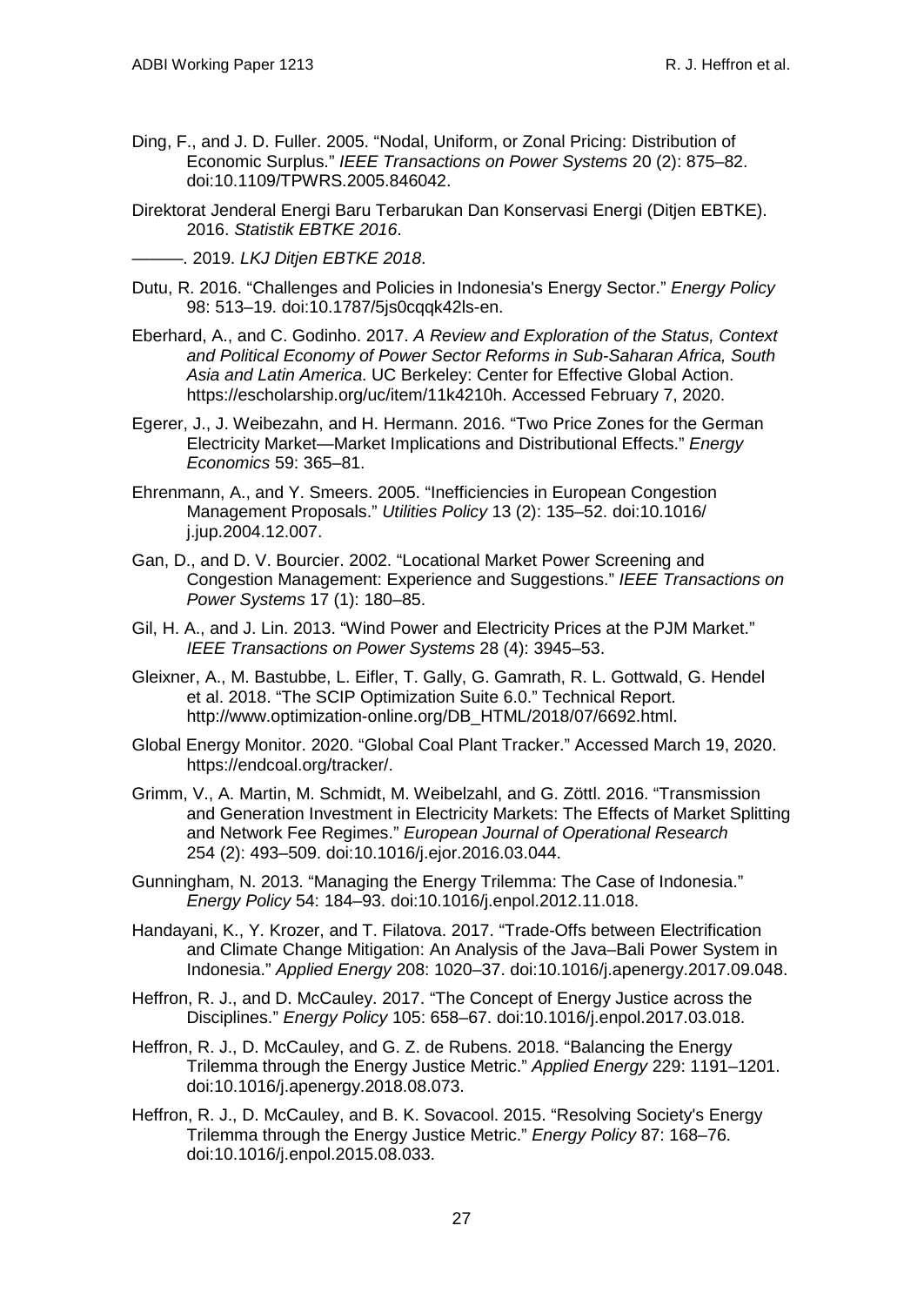Ding, F., and J. D. Fuller. 2005. "Nodal, Uniform, or Zonal Pricing: Distribution of Economic Surplus." *IEEE Transactions on Power Systems* 20 (2): 875–82. doi:10.1109/TPWRS.2005.846042.

Direktorat Jenderal Energi Baru Terbarukan Dan Konservasi Energi (Ditjen EBTKE). 2016. *Statistik EBTKE 2016*.

———. 2019. *LKJ Ditjen EBTKE 2018*.

Dutu, R. 2016. "Challenges and Policies in Indonesia's Energy Sector." *Energy Policy* 98: 513–19. doi:10.1787/5js0cqqk42ls-en.

Eberhard, A., and C. Godinho. 2017. *A Review and Exploration of the Status, Context and Political Economy of Power Sector Reforms in Sub-Saharan Africa, South Asia and Latin America*. UC Berkeley: Center for Effective Global Action. https://escholarship.org/uc/item/11k4210h. Accessed February 7, 2020.

Egerer, J., J. Weibezahn, and H. Hermann. 2016. "Two Price Zones for the German Electricity Market—Market Implications and Distributional Effects." *Energy Economics* 59: 365–81.

Ehrenmann, A., and Y. Smeers. 2005. "Inefficiencies in European Congestion Management Proposals." *Utilities Policy* 13 (2): 135–52. doi:10.1016/j.jup.2004.12.007.

Gan, D., and D. V. Bourcier. 2002. "Locational Market Power Screening and Congestion Management: Experience and Suggestions." *IEEE Transactions on Power Systems* 17 (1): 180–85.

Gil, H. A., and J. Lin. 2013. "Wind Power and Electricity Prices at the PJM Market." *IEEE Transactions on Power Systems* 28 (4): 3945–53.

Gleixner, A., M. Bastubbe, L. Eifler, T. Gally, G. Gamrath, R. L. Gottwald, G. Hendel et al. 2018. "The SCIP Optimization Suite 6.0." Technical Report. http://www.optimization-online.org/DB_HTML/2018/07/6692.html.

Global Energy Monitor. 2020. "Global Coal Plant Tracker." Accessed March 19, 2020. https://endcoal.org/tracker/.

Grimm, V., A. Martin, M. Schmidt, M. Weibelzahl, and G. Zöttl. 2016. "Transmission and Generation Investment in Electricity Markets: The Effects of Market Splitting and Network Fee Regimes." *European Journal of Operational Research* 254 (2): 493–509. doi:10.1016/j.ejor.2016.03.044.

Gunningham, N. 2013. "Managing the Energy Trilemma: The Case of Indonesia." *Energy Policy* 54: 184–93. doi:10.1016/j.enpol.2012.11.018.

Handayani, K., Y. Krozer, and T. Filatova. 2017. "Trade-Offs between Electrification and Climate Change Mitigation: An Analysis of the Java–Bali Power System in Indonesia." *Applied Energy* 208: 1020–37. doi:10.1016/j.apenergy.2017.09.048.

Heffron, R. J., and D. McCauley. 2017. "The Concept of Energy Justice across the Disciplines." *Energy Policy* 105: 658–67. doi:10.1016/j.enpol.2017.03.018.

Heffron, R. J., D. McCauley, and G. Z. de Rubens. 2018. "Balancing the Energy Trilemma through the Energy Justice Metric." *Applied Energy* 229: 1191–1201. doi:10.1016/j.apenergy.2018.08.073.

Heffron, R. J., D. McCauley, and B. K. Sovacool. 2015. "Resolving Society's Energy Trilemma through the Energy Justice Metric." *Energy Policy* 87: 168–76. doi:10.1016/j.enpol.2015.08.033.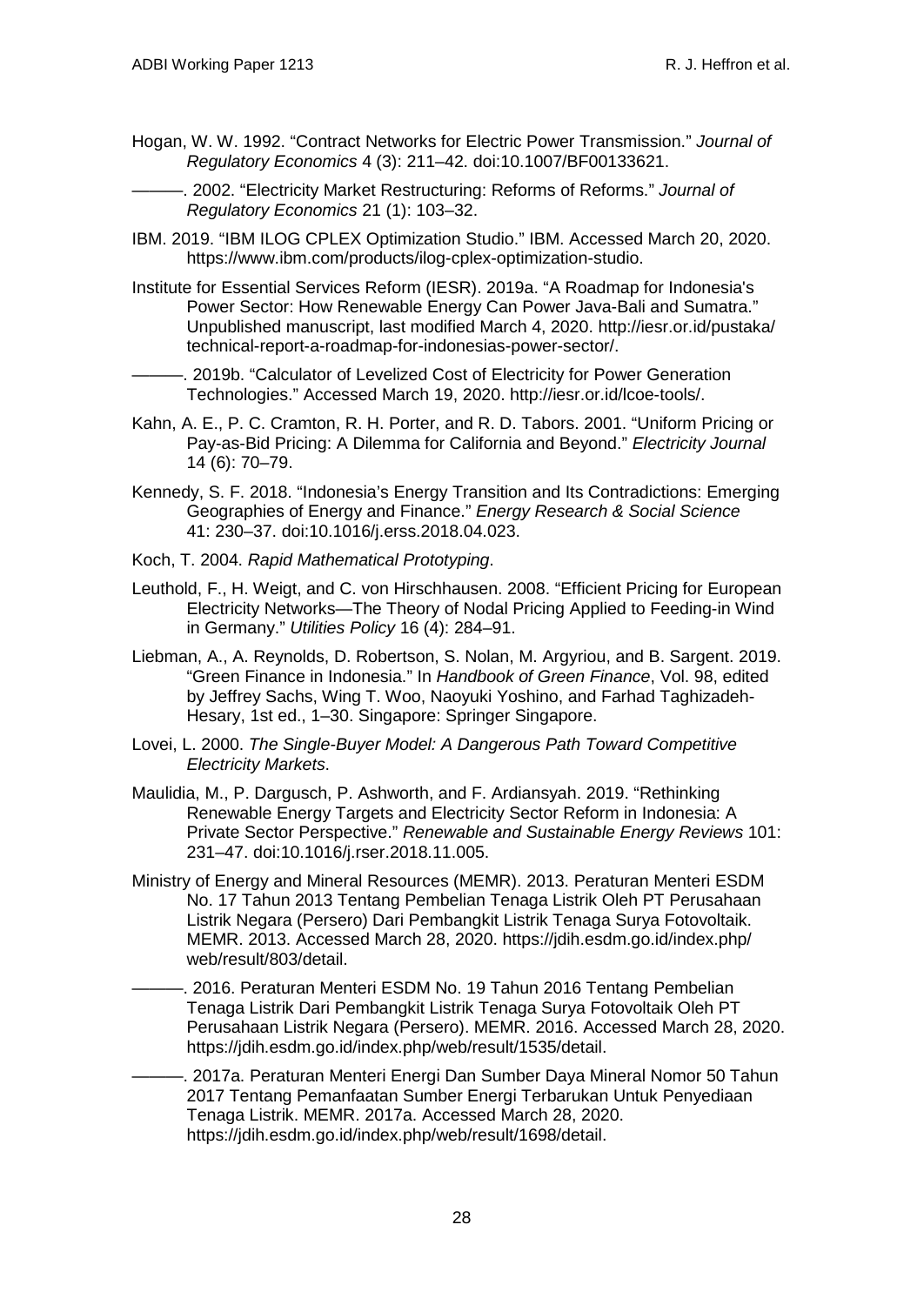Hogan, W. W. 1992. "Contract Networks for Electric Power Transmission." *Journal of Regulatory Economics* 4 (3): 211–42. doi:10.1007/BF00133621.

———. 2002. "Electricity Market Restructuring: Reforms of Reforms." *Journal of Regulatory Economics* 21 (1): 103–32.

IBM. 2019. "IBM ILOG CPLEX Optimization Studio." IBM. Accessed March 20, 2020. https://www.ibm.com/products/ilog-cplex-optimization-studio.

Institute for Essential Services Reform (IESR). 2019a. "A Roadmap for Indonesia's Power Sector: How Renewable Energy Can Power Java-Bali and Sumatra." Unpublished manuscript, last modified March 4, 2020. http://iesr.or.id/pustaka/technical-report-a-roadmap-for-indonesias-power-sector/.

———. 2019b. "Calculator of Levelized Cost of Electricity for Power Generation Technologies." Accessed March 19, 2020. http://iesr.or.id/lcoe-tools/.

Kahn, A. E., P. C. Cramton, R. H. Porter, and R. D. Tabors. 2001. "Uniform Pricing or Pay-as-Bid Pricing: A Dilemma for California and Beyond." *Electricity Journal* 14 (6): 70–79.

Kennedy, S. F. 2018. "Indonesia's Energy Transition and Its Contradictions: Emerging Geographies of Energy and Finance." *Energy Research & Social Science* 41: 230–37. doi:10.1016/j.erss.2018.04.023.

Koch, T. 2004. *Rapid Mathematical Prototyping*.

Leuthold, F., H. Weigt, and C. von Hirschhausen. 2008. "Efficient Pricing for European Electricity Networks—The Theory of Nodal Pricing Applied to Feeding-in Wind in Germany." *Utilities Policy* 16 (4): 284–91.

Liebman, A., A. Reynolds, D. Robertson, S. Nolan, M. Argyriou, and B. Sargent. 2019. "Green Finance in Indonesia." In *Handbook of Green Finance*, Vol. 98, edited by Jeffrey Sachs, Wing T. Woo, Naoyuki Yoshino, and Farhad Taghizadeh-Hesary, 1st ed., 1–30. Singapore: Springer Singapore.

Lovei, L. 2000. *The Single-Buyer Model: A Dangerous Path Toward Competitive Electricity Markets*.

Maulidia, M., P. Dargusch, P. Ashworth, and F. Ardiansyah. 2019. "Rethinking Renewable Energy Targets and Electricity Sector Reform in Indonesia: A Private Sector Perspective." *Renewable and Sustainable Energy Reviews* 101: 231–47. doi:10.1016/j.rser.2018.11.005.

Ministry of Energy and Mineral Resources (MEMR). 2013. Peraturan Menteri ESDM No. 17 Tahun 2013 Tentang Pembelian Tenaga Listrik Oleh PT Perusahaan Listrik Negara (Persero) Dari Pembangkit Listrik Tenaga Surya Fotovoltaik. MEMR. 2013. Accessed March 28, 2020. https://jdih.esdm.go.id/index.php/web/result/803/detail.

———. 2016. Peraturan Menteri ESDM No. 19 Tahun 2016 Tentang Pembelian Tenaga Listrik Dari Pembangkit Listrik Tenaga Surya Fotovoltaik Oleh PT Perusahaan Listrik Negara (Persero). MEMR. 2016. Accessed March 28, 2020. https://jdih.esdm.go.id/index.php/web/result/1535/detail.

———. 2017a. Peraturan Menteri Energi Dan Sumber Daya Mineral Nomor 50 Tahun 2017 Tentang Pemanfaatan Sumber Energi Terbarukan Untuk Penyediaan Tenaga Listrik. MEMR. 2017a. Accessed March 28, 2020. https://jdih.esdm.go.id/index.php/web/result/1698/detail.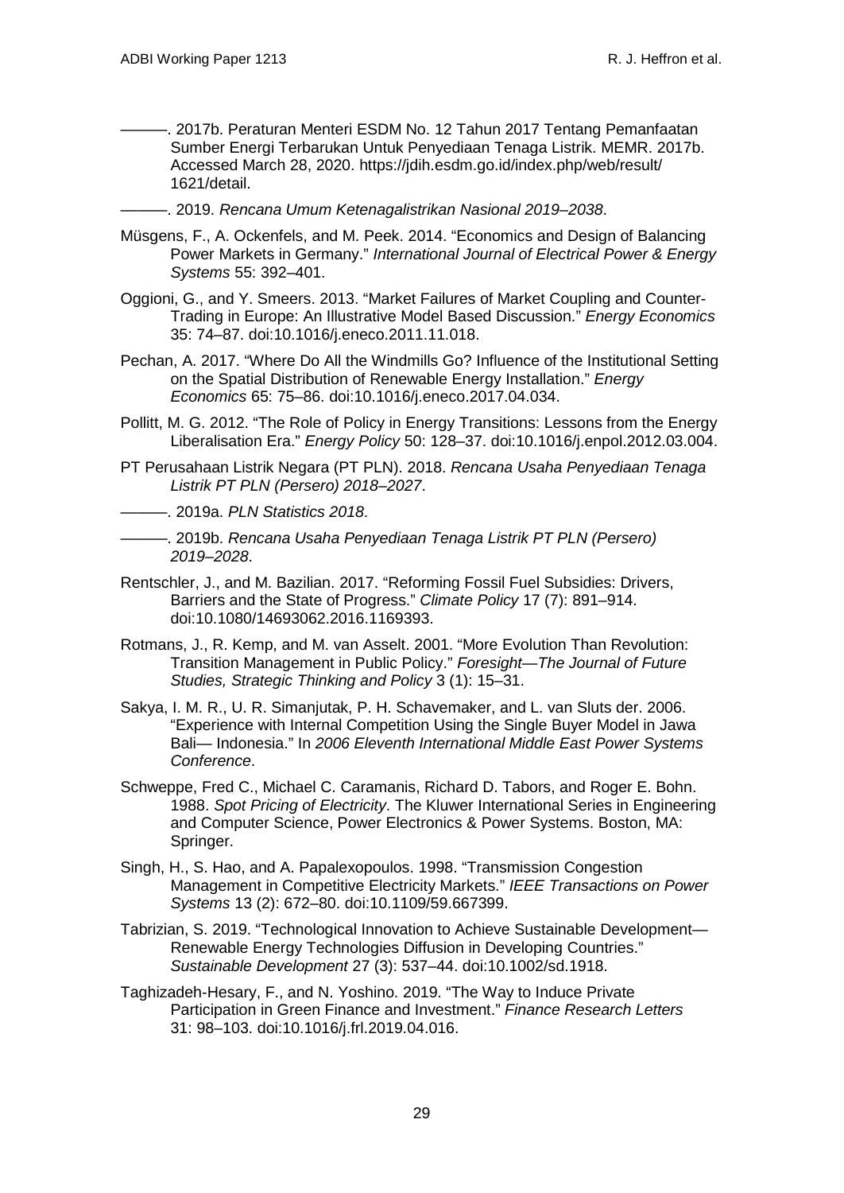———. 2017b. Peraturan Menteri ESDM No. 12 Tahun 2017 Tentang Pemanfaatan Sumber Energi Terbarukan Untuk Penyediaan Tenaga Listrik. MEMR. 2017b. Accessed March 28, 2020. https://jdih.esdm.go.id/index.php/web/result/1621/detail.

———. 2019. *Rencana Umum Ketenagalistrikan Nasional 2019–2038*.

Müsgens, F., A. Ockenfels, and M. Peek. 2014. "Economics and Design of Balancing Power Markets in Germany." *International Journal of Electrical Power & Energy Systems* 55: 392–401.

Oggioni, G., and Y. Smeers. 2013. "Market Failures of Market Coupling and Counter-Trading in Europe: An Illustrative Model Based Discussion." *Energy Economics* 35: 74–87. doi:10.1016/j.eneco.2011.11.018.

Pechan, A. 2017. "Where Do All the Windmills Go? Influence of the Institutional Setting on the Spatial Distribution of Renewable Energy Installation." *Energy Economics* 65: 75–86. doi:10.1016/j.eneco.2017.04.034.

Pollitt, M. G. 2012. "The Role of Policy in Energy Transitions: Lessons from the Energy Liberalisation Era." *Energy Policy* 50: 128–37. doi:10.1016/j.enpol.2012.03.004.

PT Perusahaan Listrik Negara (PT PLN). 2018. *Rencana Usaha Penyediaan Tenaga Listrik PT PLN (Persero) 2018–2027*.

———. 2019a. *PLN Statistics 2018*.

———. 2019b. *Rencana Usaha Penyediaan Tenaga Listrik PT PLN (Persero) 2019–2028*.

Rentschler, J., and M. Bazilian. 2017. "Reforming Fossil Fuel Subsidies: Drivers, Barriers and the State of Progress." *Climate Policy* 17 (7): 891–914. doi:10.1080/14693062.2016.1169393.

Rotmans, J., R. Kemp, and M. van Asselt. 2001. "More Evolution Than Revolution: Transition Management in Public Policy." *Foresight—The Journal of Future Studies, Strategic Thinking and Policy* 3 (1): 15–31.

Sakya, I. M. R., U. R. Simanjutak, P. H. Schavemaker, and L. van Sluts der. 2006. "Experience with Internal Competition Using the Single Buyer Model in Jawa Bali— Indonesia." In *2006 Eleventh International Middle East Power Systems Conference*.

Schweppe, Fred C., Michael C. Caramanis, Richard D. Tabors, and Roger E. Bohn. 1988. *Spot Pricing of Electricity*. The Kluwer International Series in Engineering and Computer Science, Power Electronics & Power Systems. Boston, MA: Springer.

Singh, H., S. Hao, and A. Papalexopoulos. 1998. "Transmission Congestion Management in Competitive Electricity Markets." *IEEE Transactions on Power Systems* 13 (2): 672–80. doi:10.1109/59.667399.

Tabrizian, S. 2019. "Technological Innovation to Achieve Sustainable Development—Renewable Energy Technologies Diffusion in Developing Countries." *Sustainable Development* 27 (3): 537–44. doi:10.1002/sd.1918.

Taghizadeh-Hesary, F., and N. Yoshino. 2019. "The Way to Induce Private Participation in Green Finance and Investment." *Finance Research Letters* 31: 98–103. doi:10.1016/j.frl.2019.04.016.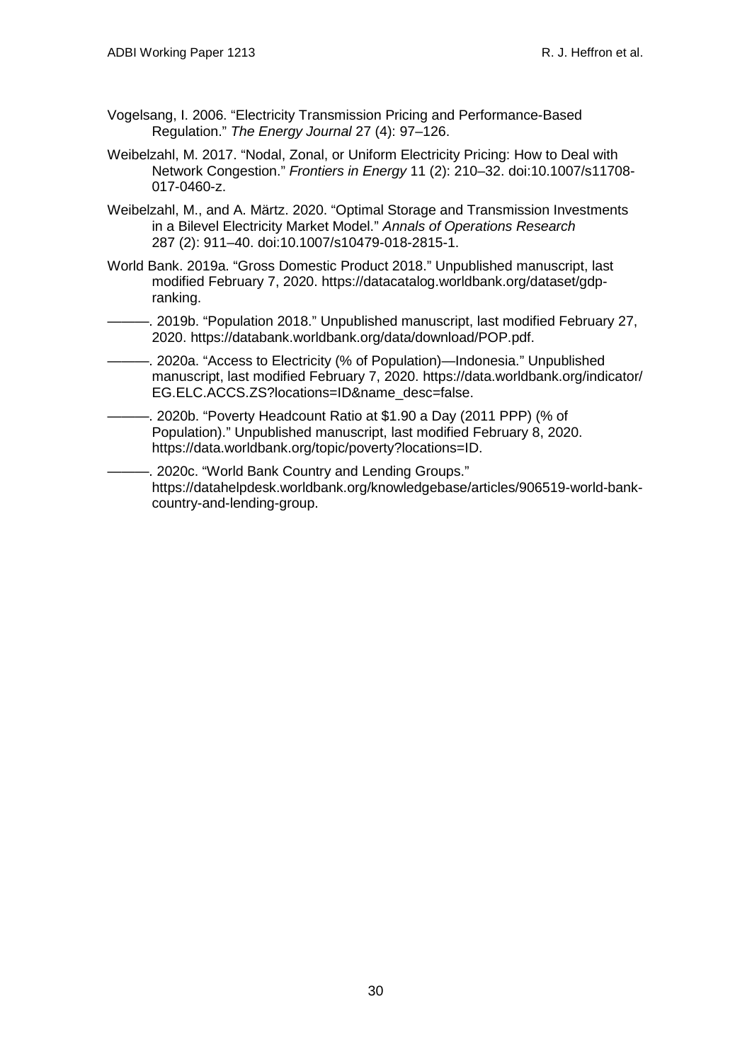Vogelsang, I. 2006. "Electricity Transmission Pricing and Performance-Based Regulation." *The Energy Journal* 27 (4): 97–126.

Weibelzahl, M. 2017. "Nodal, Zonal, or Uniform Electricity Pricing: How to Deal with Network Congestion." *Frontiers in Energy* 11 (2): 210–32. doi:10.1007/s11708-017-0460-z.

Weibelzahl, M., and A. Märtz. 2020. "Optimal Storage and Transmission Investments in a Bilevel Electricity Market Model." *Annals of Operations Research* 287 (2): 911–40. doi:10.1007/s10479-018-2815-1.

World Bank. 2019a. "Gross Domestic Product 2018." Unpublished manuscript, last modified February 7, 2020. https://datacatalog.worldbank.org/dataset/gdp-ranking.

———. 2019b. "Population 2018." Unpublished manuscript, last modified February 27, 2020. https://databank.worldbank.org/data/download/POP.pdf.

———. 2020a. "Access to Electricity (% of Population)—Indonesia." Unpublished manuscript, last modified February 7, 2020. https://data.worldbank.org/indicator/EG.ELC.ACCS.ZS?locations=ID&name_desc=false.

———. 2020b. "Poverty Headcount Ratio at $1.90 a Day (2011 PPP) (% of Population)." Unpublished manuscript, last modified February 8, 2020. https://data.worldbank.org/topic/poverty?locations=ID.

———. 2020c. "World Bank Country and Lending Groups." https://datahelpdesk.worldbank.org/knowledgebase/articles/906519-world-bank-country-and-lending-group.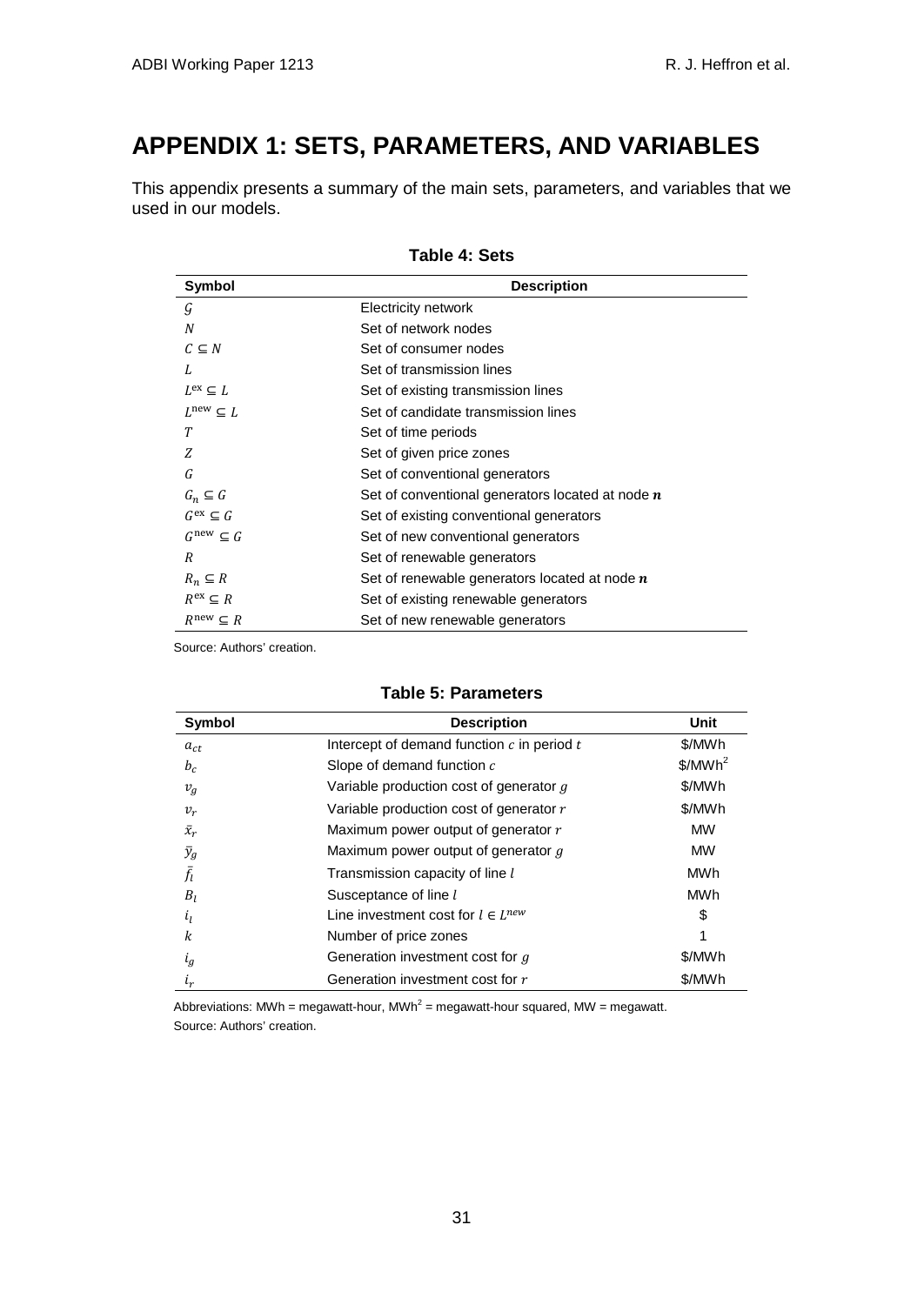# APPENDIX 1: SETS, PARAMETERS, AND VARIABLES

This appendix presents a summary of the main sets, parameters, and variables that we used in our models.

**Table 4: Sets**

| Symbol | Description |
|---|---|
| $\mathcal{G}$ | Electricity network |
| $N$ | Set of network nodes |
| $C \subseteq N$ | Set of consumer nodes |
| $L$ | Set of transmission lines |
| $L^{\text{ex}} \subseteq L$ | Set of existing transmission lines |
| $L^{\text{new}} \subseteq L$ | Set of candidate transmission lines |
| $T$ | Set of time periods |
| $Z$ | Set of given price zones |
| $G$ | Set of conventional generators |
| $G_n \subseteq G$ | Set of conventional generators located at node $\boldsymbol{n}$ |
| $G^{\text{ex}} \subseteq G$ | Set of existing conventional generators |
| $G^{\text{new}} \subseteq G$ | Set of new conventional generators |
| $R$ | Set of renewable generators |
| $R_n \subseteq R$ | Set of renewable generators located at node $\boldsymbol{n}$ |
| $R^{\text{ex}} \subseteq R$ | Set of existing renewable generators |
| $R^{\text{new}} \subseteq R$ | Set of new renewable generators |

Source: Authors' creation.

**Table 5: Parameters**

| Symbol | Description | Unit |
|---|---|---|
| $a_{ct}$ | Intercept of demand function $c$ in period $t$ | \$/MWh |
| $b_c$ | Slope of demand function $c$ | \$/MWh$^2$ |
| $v_g$ | Variable production cost of generator $g$ | \$/MWh |
| $v_r$ | Variable production cost of generator $r$ | \$/MWh |
| $\bar{x}_r$ | Maximum power output of generator $r$ | MW |
| $\bar{y}_g$ | Maximum power output of generator $g$ | MW |
| $\bar{f}_l$ | Transmission capacity of line $l$ | MWh |
| $B_l$ | Susceptance of line $l$ | MWh |
| $i_l$ | Line investment cost for $l \in L^{new}$ | \$ |
| $k$ | Number of price zones | 1 |
| $i_g$ | Generation investment cost for $g$ | \$/MWh |
| $i_r$ | Generation investment cost for $r$ | \$/MWh |

Abbreviations: MWh = megawatt-hour, MWh$^2$ = megawatt-hour squared, MW = megawatt.

Source: Authors' creation.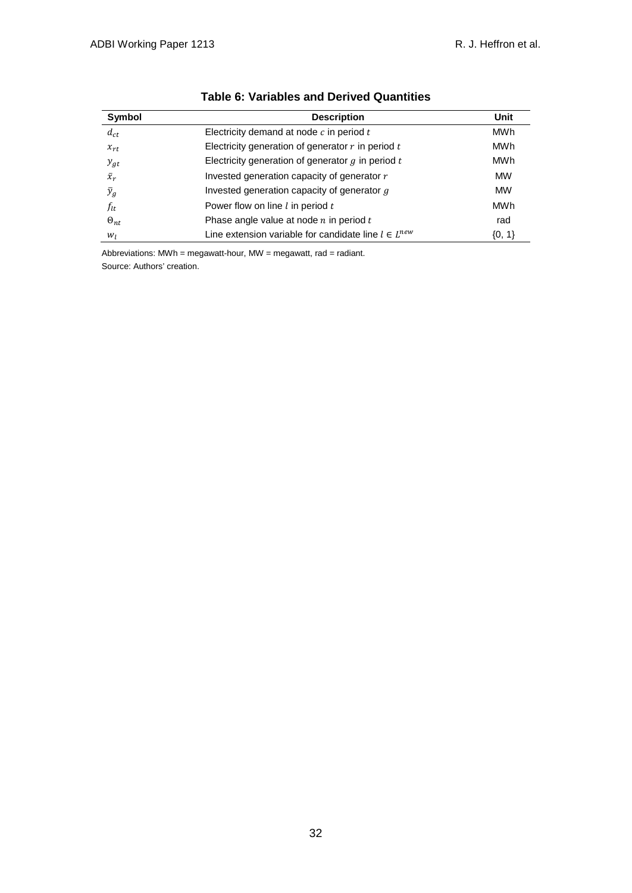**Table 6: Variables and Derived Quantities**

| Symbol | Description | Unit |
|---|---|---|
| $d_{ct}$ | Electricity demand at node $c$ in period $t$ | MWh |
| $x_{rt}$ | Electricity generation of generator $r$ in period $t$ | MWh |
| $y_{gt}$ | Electricity generation of generator $g$ in period $t$ | MWh |
| $\bar{x}_r$ | Invested generation capacity of generator $r$ | MW |
| $\bar{y}_g$ | Invested generation capacity of generator $g$ | MW |
| $f_{lt}$ | Power flow on line $l$ in period $t$ | MWh |
| $\Theta_{nt}$ | Phase angle value at node $n$ in period $t$ | rad |
| $w_l$ | Line extension variable for candidate line $l \in L^{new}$ | {0, 1} |

Abbreviations: MWh = megawatt-hour, MW = megawatt, rad = radiant.

Source: Authors' creation.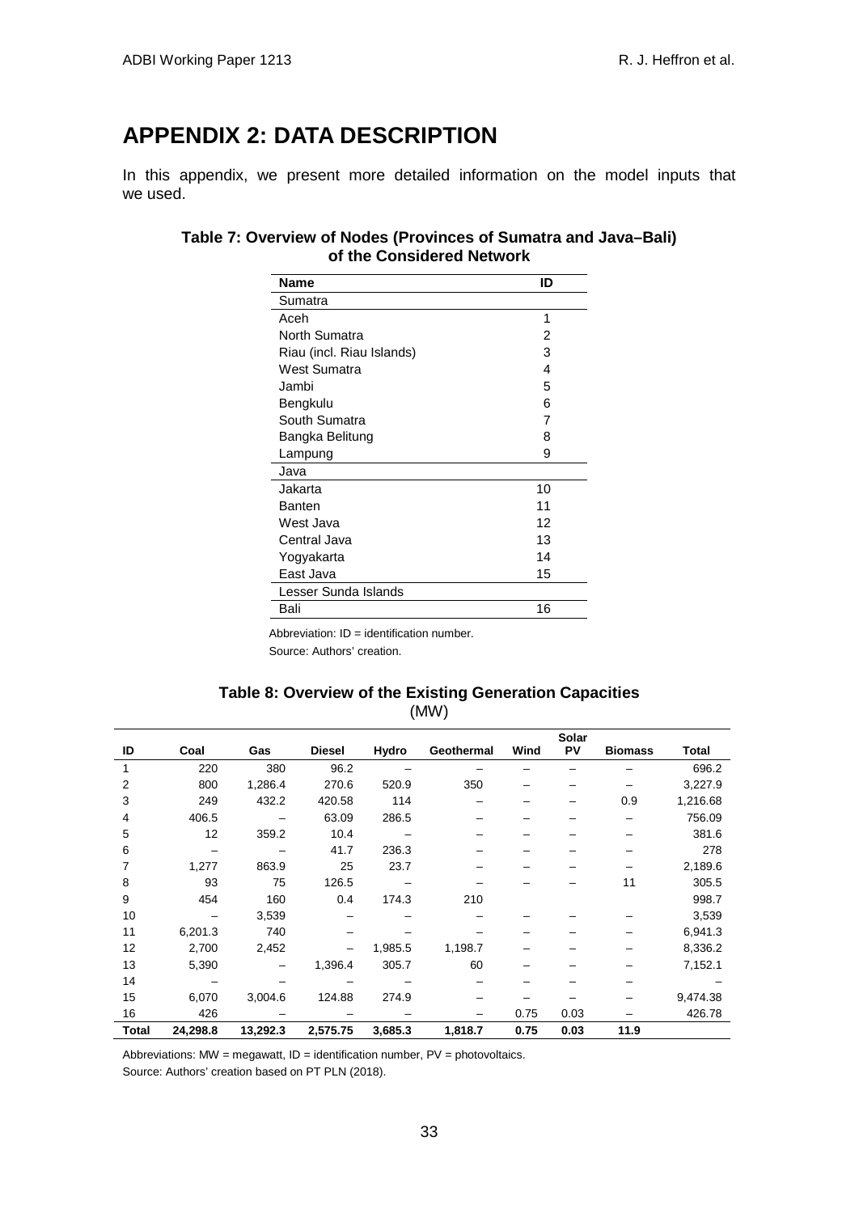# APPENDIX 2: DATA DESCRIPTION

In this appendix, we present more detailed information on the model inputs that we used.

**Table 7: Overview of Nodes (Provinces of Sumatra and Java–Bali) of the Considered Network**

| Name | ID |
|---|---|
| Sumatra | |
| Aceh | 1 |
| North Sumatra | 2 |
| Riau (incl. Riau Islands) | 3 |
| West Sumatra | 4 |
| Jambi | 5 |
| Bengkulu | 6 |
| South Sumatra | 7 |
| Bangka Belitung | 8 |
| Lampung | 9 |
| Java | |
| Jakarta | 10 |
| Banten | 11 |
| West Java | 12 |
| Central Java | 13 |
| Yogyakarta | 14 |
| East Java | 15 |
| Lesser Sunda Islands | |
| Bali | 16 |

Abbreviation: ID = identification number.

Source: Authors' creation.

**Table 8: Overview of the Existing Generation Capacities**
(MW)

| ID | Coal | Gas | Diesel | Hydro | Geothermal | Wind | Solar PV | Biomass | Total |
|---|---|---|---|---|---|---|---|---|---|
| 1 | 220 | 380 | 96.2 | – | – | – | – | – | 696.2 |
| 2 | 800 | 1,286.4 | 270.6 | 520.9 | 350 | – | – | – | 3,227.9 |
| 3 | 249 | 432.2 | 420.58 | 114 | – | – | – | 0.9 | 1,216.68 |
| 4 | 406.5 | – | 63.09 | 286.5 | – | – | – | – | 756.09 |
| 5 | 12 | 359.2 | 10.4 | – | – | – | – | – | 381.6 |
| 6 | – | – | 41.7 | 236.3 | – | – | – | – | 278 |
| 7 | 1,277 | 863.9 | 25 | 23.7 | – | – | – | – | 2,189.6 |
| 8 | 93 | 75 | 126.5 | – | – | – | – | 11 | 305.5 |
| 9 | 454 | 160 | 0.4 | 174.3 | 210 | | | | 998.7 |
| 10 | – | 3,539 | – | – | – | – | – | – | 3,539 |
| 11 | 6,201.3 | 740 | – | – | – | – | – | – | 6,941.3 |
| 12 | 2,700 | 2,452 | – | 1,985.5 | 1,198.7 | – | – | – | 8,336.2 |
| 13 | 5,390 | – | 1,396.4 | 305.7 | 60 | – | – | – | 7,152.1 |
| 14 | – | – | – | – | – | – | – | – | – |
| 15 | 6,070 | 3,004.6 | 124.88 | 274.9 | – | – | – | – | 9,474.38 |
| 16 | 426 | – | – | – | – | 0.75 | 0.03 | – | 426.78 |
| **Total** | **24,298.8** | **13,292.3** | **2,575.75** | **3,685.3** | **1,818.7** | **0.75** | **0.03** | **11.9** | |

Abbreviations: MW = megawatt, ID = identification number, PV = photovoltaics.

Source: Authors' creation based on PT PLN (2018).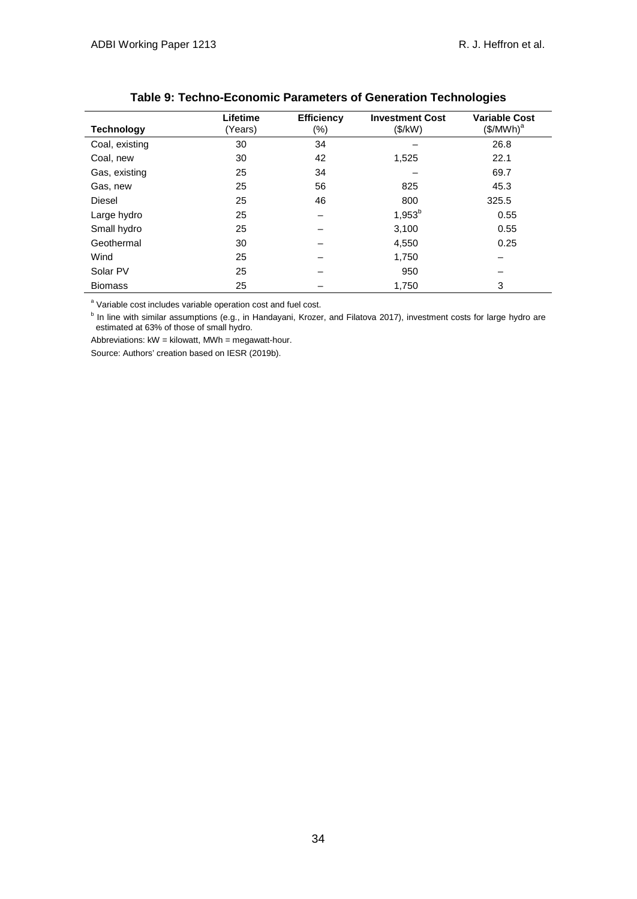**Table 9: Techno-Economic Parameters of Generation Technologies**

| Technology | Lifetime (Years) | Efficiency (%) | Investment Cost ($/kW) | Variable Cost ($/MWh)[a] |
|---|---|---|---|---|
| Coal, existing | 30 | 34 | – | 26.8 |
| Coal, new | 30 | 42 | 1,525 | 22.1 |
| Gas, existing | 25 | 34 | – | 69.7 |
| Gas, new | 25 | 56 | 825 | 45.3 |
| Diesel | 25 | 46 | 800 | 325.5 |
| Large hydro | 25 | – | 1,953[b] | 0.55 |
| Small hydro | 25 | – | 3,100 | 0.55 |
| Geothermal | 30 | – | 4,550 | 0.25 |
| Wind | 25 | – | 1,750 | – |
| Solar PV | 25 | – | 950 | – |
| Biomass | 25 | – | 1,750 | 3 |

[a] Variable cost includes variable operation cost and fuel cost.

[b] In line with similar assumptions (e.g., in Handayani, Krozer, and Filatova 2017), investment costs for large hydro are estimated at 63% of those of small hydro.

Abbreviations: kW = kilowatt, MWh = megawatt-hour.

Source: Authors' creation based on IESR (2019b).